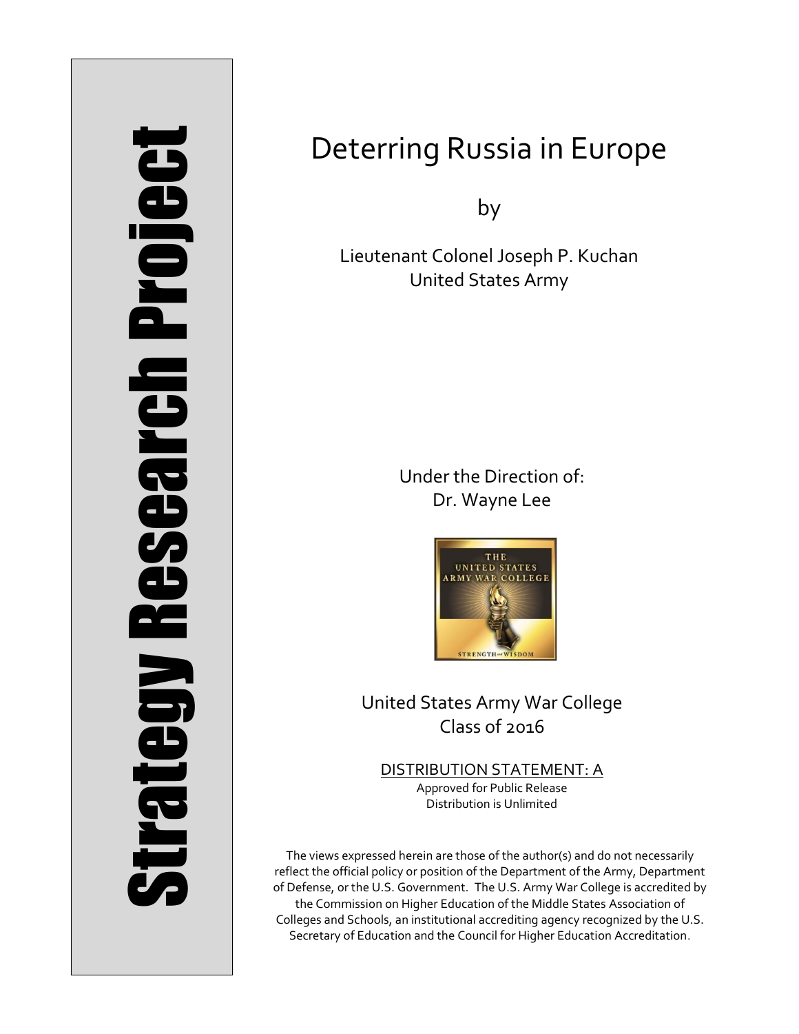Strategy Research Project

# Deterring Russia in Europe

by

Lieutenant Colonel Joseph P. Kuchan
United States Army

Under the Direction of:
Dr. Wayne Lee

United States Army War College
Class of 2016

DISTRIBUTION STATEMENT: A
Approved for Public Release
Distribution is Unlimited

The views expressed herein are those of the author(s) and do not necessarily reflect the official policy or position of the Department of the Army, Department of Defense, or the U.S. Government. The U.S. Army War College is accredited by the Commission on Higher Education of the Middle States Association of Colleges and Schools, an institutional accrediting agency recognized by the U.S. Secretary of Education and the Council for Higher Education Accreditation.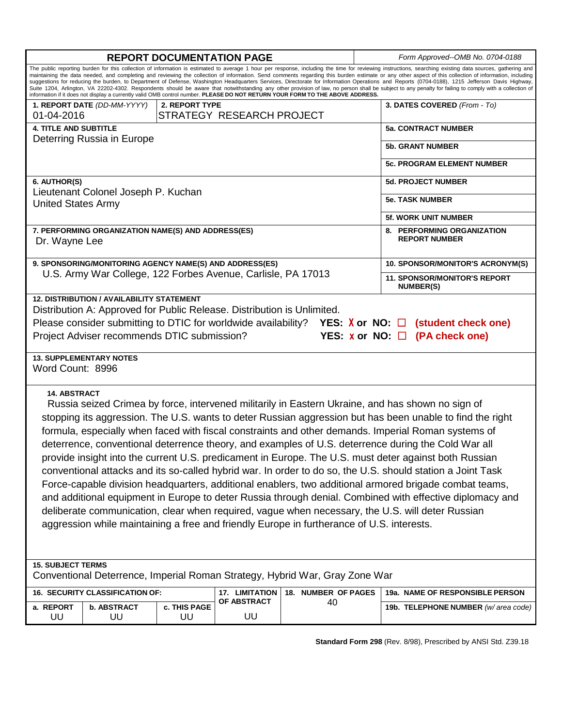# REPORT DOCUMENTATION PAGE

*Form Approved--OMB No. 0704-0188*

The public reporting burden for this collection of information is estimated to average 1 hour per response, including the time for reviewing instructions, searching existing data sources, gathering and maintaining the data needed, and completing and reviewing the collection of information. Send comments regarding this burden estimate or any other aspect of this collection of information, including suggestions for reducing the burden, to Department of Defense, Washington Headquarters Services, Directorate for Information Operations and Reports (0704-0188), 1215 Jefferson Davis Highway, Suite 1204, Arlington, VA 22202-4302. Respondents should be aware that notwithstanding any other provision of law, no person shall be subject to any penalty for failing to comply with a collection of information if it does not display a currently valid OMB control number. **PLEASE DO NOT RETURN YOUR FORM TO THE ABOVE ADDRESS.**

**1. REPORT DATE** *(DD-MM-YYYY)*
01-04-2016

**2. REPORT TYPE**
STRATEGY RESEARCH PROJECT

**3. DATES COVERED** *(From - To)*

**4. TITLE AND SUBTITLE**
Deterring Russia in Europe

**5a. CONTRACT NUMBER**

**5b. GRANT NUMBER**

**5c. PROGRAM ELEMENT NUMBER**

**6. AUTHOR(S)**
Lieutenant Colonel Joseph P. Kuchan
United States Army

**5d. PROJECT NUMBER**

**5e. TASK NUMBER**

**5f. WORK UNIT NUMBER**

**7. PERFORMING ORGANIZATION NAME(S) AND ADDRESS(ES)**
Dr. Wayne Lee

**8. PERFORMING ORGANIZATION REPORT NUMBER**

**9. SPONSORING/MONITORING AGENCY NAME(S) AND ADDRESS(ES)**
U.S. Army War College, 122 Forbes Avenue, Carlisle, PA 17013

**10. SPONSOR/MONITOR'S ACRONYM(S)**

**11. SPONSOR/MONITOR'S REPORT NUMBER(S)**

**12. DISTRIBUTION / AVAILABILITY STATEMENT**
Distribution A: Approved for Public Release. Distribution is Unlimited.
Please consider submitting to DTIC for worldwide availability? **YES: X or NO: ☐ (student check one)**
Project Adviser recommends DTIC submission? **YES: x or NO: ☐ (PA check one)**

**13. SUPPLEMENTARY NOTES**
Word Count: 8996

**14. ABSTRACT**
Russia seized Crimea by force, intervened militarily in Eastern Ukraine, and has shown no sign of stopping its aggression. The U.S. wants to deter Russian aggression but has been unable to find the right formula, especially when faced with fiscal constraints and other demands. Imperial Roman systems of deterrence, conventional deterrence theory, and examples of U.S. deterrence during the Cold War all provide insight into the current U.S. predicament in Europe. The U.S. must deter against both Russian conventional attacks and its so-called hybrid war. In order to do so, the U.S. should station a Joint Task Force-capable division headquarters, additional enablers, two additional armored brigade combat teams, and additional equipment in Europe to deter Russia through denial. Combined with effective diplomacy and deliberate communication, clear when required, vague when necessary, the U.S. will deter Russian aggression while maintaining a free and friendly Europe in furtherance of U.S. interests.

**15. SUBJECT TERMS**
Conventional Deterrence, Imperial Roman Strategy, Hybrid War, Gray Zone War

| 16. SECURITY CLASSIFICATION OF: | | | 17. LIMITATION OF ABSTRACT | 18. NUMBER OF PAGES | 19a. NAME OF RESPONSIBLE PERSON |
|---|---|---|---|---|---|
| a. REPORT | b. ABSTRACT | c. THIS PAGE | | | 19b. TELEPHONE NUMBER *(w/ area code)* |
| UU | UU | UU | UU | 40 | |

**Standard Form 298** (Rev. 8/98), Prescribed by ANSI Std. Z39.18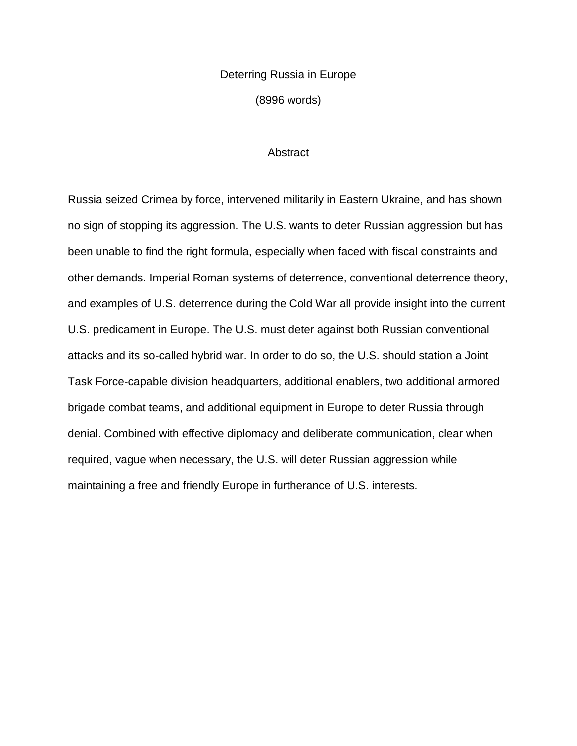# Deterring Russia in Europe

(8996 words)

## Abstract

Russia seized Crimea by force, intervened militarily in Eastern Ukraine, and has shown no sign of stopping its aggression. The U.S. wants to deter Russian aggression but has been unable to find the right formula, especially when faced with fiscal constraints and other demands. Imperial Roman systems of deterrence, conventional deterrence theory, and examples of U.S. deterrence during the Cold War all provide insight into the current U.S. predicament in Europe. The U.S. must deter against both Russian conventional attacks and its so-called hybrid war. In order to do so, the U.S. should station a Joint Task Force-capable division headquarters, additional enablers, two additional armored brigade combat teams, and additional equipment in Europe to deter Russia through denial. Combined with effective diplomacy and deliberate communication, clear when required, vague when necessary, the U.S. will deter Russian aggression while maintaining a free and friendly Europe in furtherance of U.S. interests.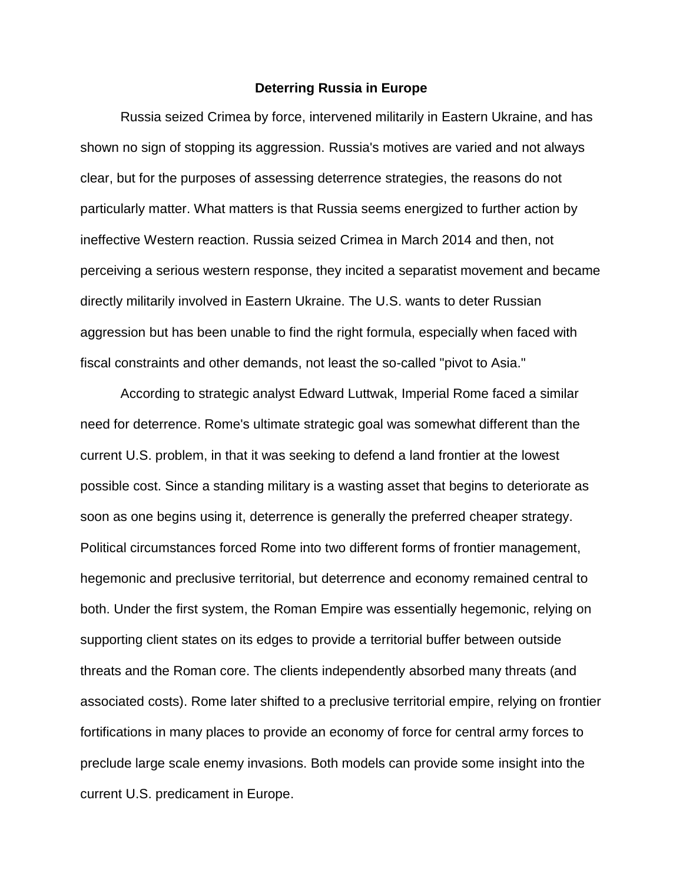## Deterring Russia in Europe

Russia seized Crimea by force, intervened militarily in Eastern Ukraine, and has shown no sign of stopping its aggression. Russia's motives are varied and not always clear, but for the purposes of assessing deterrence strategies, the reasons do not particularly matter. What matters is that Russia seems energized to further action by ineffective Western reaction. Russia seized Crimea in March 2014 and then, not perceiving a serious western response, they incited a separatist movement and became directly militarily involved in Eastern Ukraine. The U.S. wants to deter Russian aggression but has been unable to find the right formula, especially when faced with fiscal constraints and other demands, not least the so-called "pivot to Asia."

According to strategic analyst Edward Luttwak, Imperial Rome faced a similar need for deterrence. Rome's ultimate strategic goal was somewhat different than the current U.S. problem, in that it was seeking to defend a land frontier at the lowest possible cost. Since a standing military is a wasting asset that begins to deteriorate as soon as one begins using it, deterrence is generally the preferred cheaper strategy. Political circumstances forced Rome into two different forms of frontier management, hegemonic and preclusive territorial, but deterrence and economy remained central to both. Under the first system, the Roman Empire was essentially hegemonic, relying on supporting client states on its edges to provide a territorial buffer between outside threats and the Roman core. The clients independently absorbed many threats (and associated costs). Rome later shifted to a preclusive territorial empire, relying on frontier fortifications in many places to provide an economy of force for central army forces to preclude large scale enemy invasions. Both models can provide some insight into the current U.S. predicament in Europe.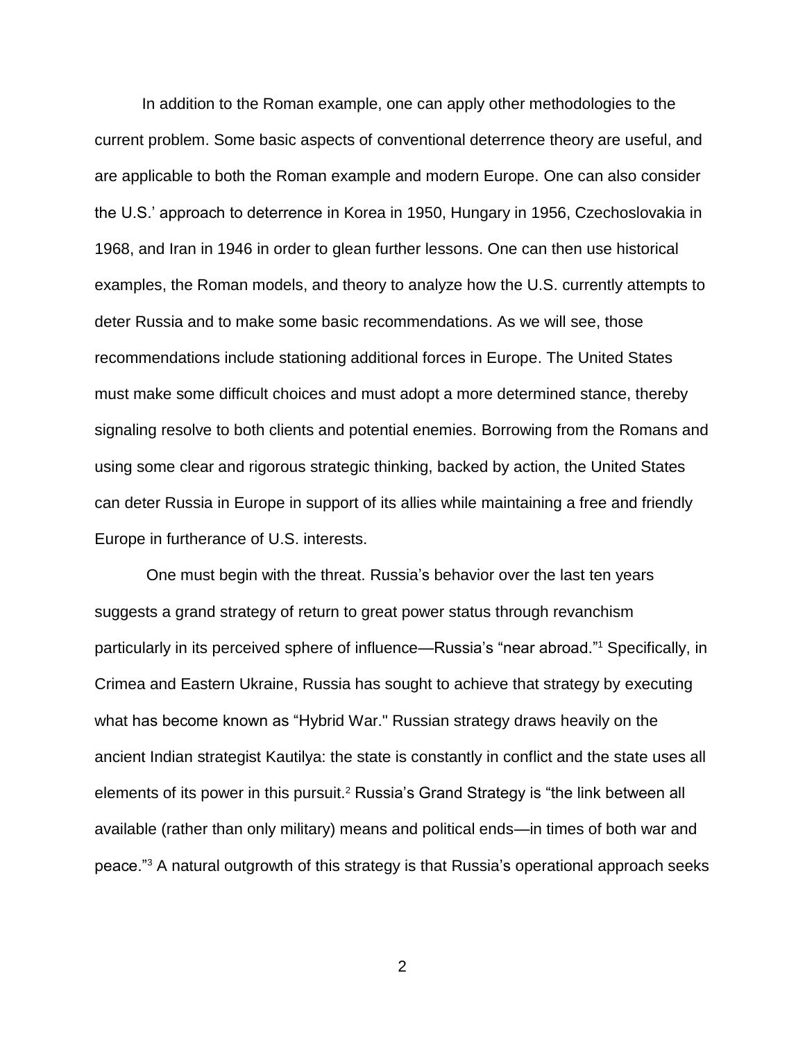In addition to the Roman example, one can apply other methodologies to the current problem. Some basic aspects of conventional deterrence theory are useful, and are applicable to both the Roman example and modern Europe. One can also consider the U.S.' approach to deterrence in Korea in 1950, Hungary in 1956, Czechoslovakia in 1968, and Iran in 1946 in order to glean further lessons. One can then use historical examples, the Roman models, and theory to analyze how the U.S. currently attempts to deter Russia and to make some basic recommendations. As we will see, those recommendations include stationing additional forces in Europe. The United States must make some difficult choices and must adopt a more determined stance, thereby signaling resolve to both clients and potential enemies. Borrowing from the Romans and using some clear and rigorous strategic thinking, backed by action, the United States can deter Russia in Europe in support of its allies while maintaining a free and friendly Europe in furtherance of U.S. interests.

One must begin with the threat. Russia's behavior over the last ten years suggests a grand strategy of return to great power status through revanchism particularly in its perceived sphere of influence—Russia's "near abroad."[1] Specifically, in Crimea and Eastern Ukraine, Russia has sought to achieve that strategy by executing what has become known as "Hybrid War." Russian strategy draws heavily on the ancient Indian strategist Kautilya: the state is constantly in conflict and the state uses all elements of its power in this pursuit.[2] Russia's Grand Strategy is "the link between all available (rather than only military) means and political ends—in times of both war and peace."[3] A natural outgrowth of this strategy is that Russia's operational approach seeks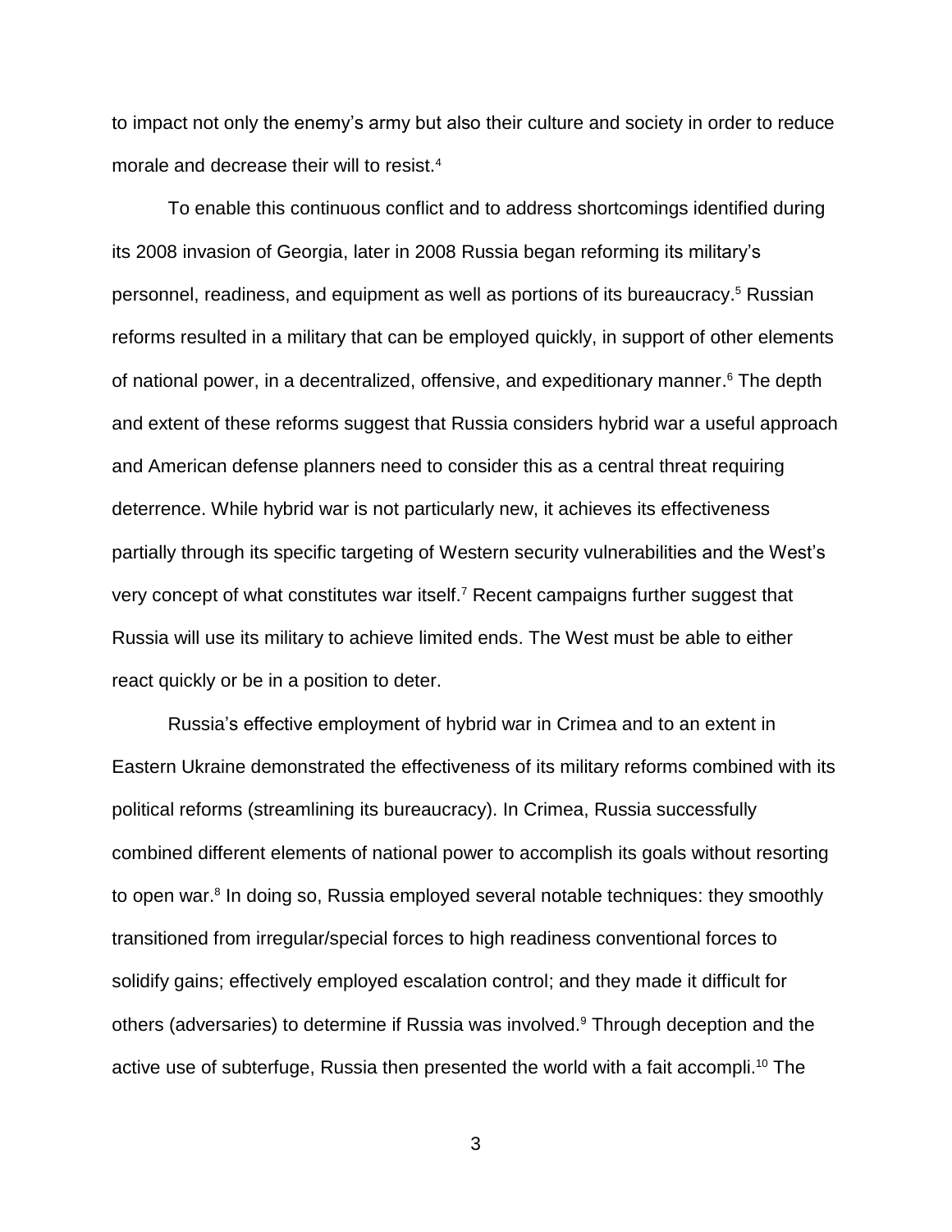to impact not only the enemy's army but also their culture and society in order to reduce morale and decrease their will to resist.[4]

To enable this continuous conflict and to address shortcomings identified during its 2008 invasion of Georgia, later in 2008 Russia began reforming its military's personnel, readiness, and equipment as well as portions of its bureaucracy.[5] Russian reforms resulted in a military that can be employed quickly, in support of other elements of national power, in a decentralized, offensive, and expeditionary manner.[6] The depth and extent of these reforms suggest that Russia considers hybrid war a useful approach and American defense planners need to consider this as a central threat requiring deterrence. While hybrid war is not particularly new, it achieves its effectiveness partially through its specific targeting of Western security vulnerabilities and the West's very concept of what constitutes war itself.[7] Recent campaigns further suggest that Russia will use its military to achieve limited ends. The West must be able to either react quickly or be in a position to deter.

Russia's effective employment of hybrid war in Crimea and to an extent in Eastern Ukraine demonstrated the effectiveness of its military reforms combined with its political reforms (streamlining its bureaucracy). In Crimea, Russia successfully combined different elements of national power to accomplish its goals without resorting to open war.[8] In doing so, Russia employed several notable techniques: they smoothly transitioned from irregular/special forces to high readiness conventional forces to solidify gains; effectively employed escalation control; and they made it difficult for others (adversaries) to determine if Russia was involved.[9] Through deception and the active use of subterfuge, Russia then presented the world with a fait accompli.[10] The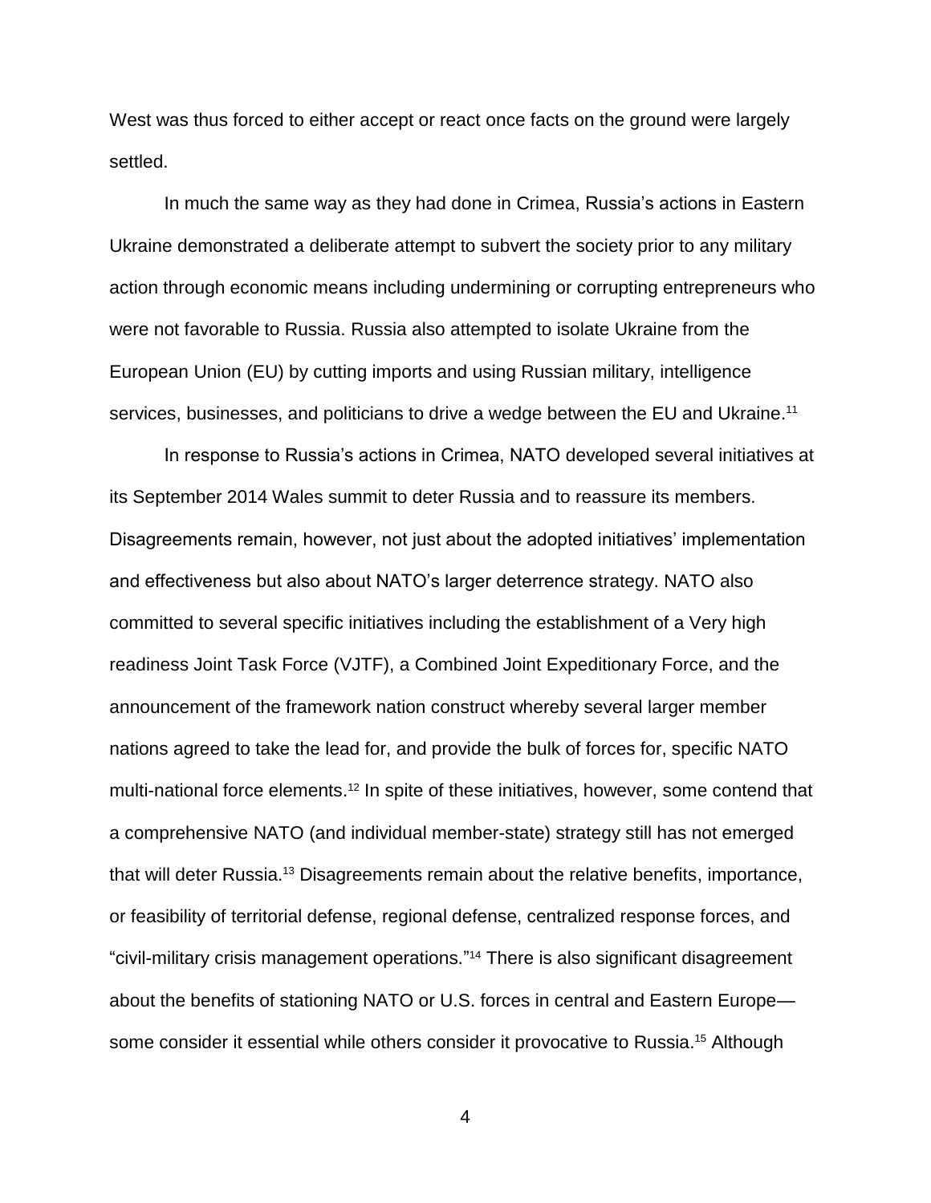West was thus forced to either accept or react once facts on the ground were largely settled.

In much the same way as they had done in Crimea, Russia's actions in Eastern Ukraine demonstrated a deliberate attempt to subvert the society prior to any military action through economic means including undermining or corrupting entrepreneurs who were not favorable to Russia. Russia also attempted to isolate Ukraine from the European Union (EU) by cutting imports and using Russian military, intelligence services, businesses, and politicians to drive a wedge between the EU and Ukraine.[11]

In response to Russia's actions in Crimea, NATO developed several initiatives at its September 2014 Wales summit to deter Russia and to reassure its members. Disagreements remain, however, not just about the adopted initiatives' implementation and effectiveness but also about NATO's larger deterrence strategy. NATO also committed to several specific initiatives including the establishment of a Very high readiness Joint Task Force (VJTF), a Combined Joint Expeditionary Force, and the announcement of the framework nation construct whereby several larger member nations agreed to take the lead for, and provide the bulk of forces for, specific NATO multi-national force elements.[12] In spite of these initiatives, however, some contend that a comprehensive NATO (and individual member-state) strategy still has not emerged that will deter Russia.[13] Disagreements remain about the relative benefits, importance, or feasibility of territorial defense, regional defense, centralized response forces, and "civil-military crisis management operations."[14] There is also significant disagreement about the benefits of stationing NATO or U.S. forces in central and Eastern Europe—some consider it essential while others consider it provocative to Russia.[15] Although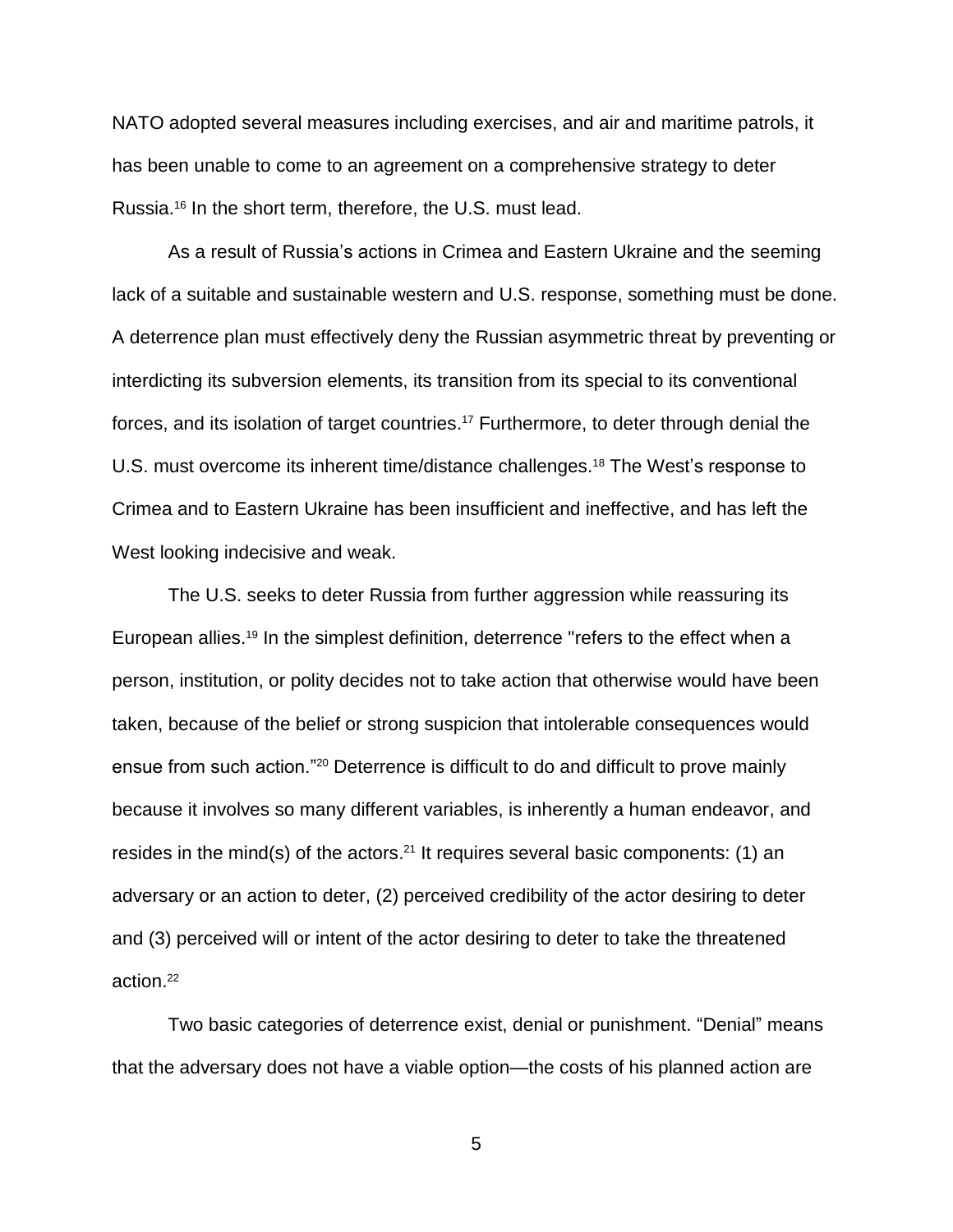NATO adopted several measures including exercises, and air and maritime patrols, it has been unable to come to an agreement on a comprehensive strategy to deter Russia.[16] In the short term, therefore, the U.S. must lead.

As a result of Russia's actions in Crimea and Eastern Ukraine and the seeming lack of a suitable and sustainable western and U.S. response, something must be done. A deterrence plan must effectively deny the Russian asymmetric threat by preventing or interdicting its subversion elements, its transition from its special to its conventional forces, and its isolation of target countries.[17] Furthermore, to deter through denial the U.S. must overcome its inherent time/distance challenges.[18] The West's response to Crimea and to Eastern Ukraine has been insufficient and ineffective, and has left the West looking indecisive and weak.

The U.S. seeks to deter Russia from further aggression while reassuring its European allies.[19] In the simplest definition, deterrence "refers to the effect when a person, institution, or polity decides not to take action that otherwise would have been taken, because of the belief or strong suspicion that intolerable consequences would ensue from such action."[20] Deterrence is difficult to do and difficult to prove mainly because it involves so many different variables, is inherently a human endeavor, and resides in the mind(s) of the actors.[21] It requires several basic components: (1) an adversary or an action to deter, (2) perceived credibility of the actor desiring to deter and (3) perceived will or intent of the actor desiring to deter to take the threatened action.[22]

Two basic categories of deterrence exist, denial or punishment. "Denial" means that the adversary does not have a viable option—the costs of his planned action are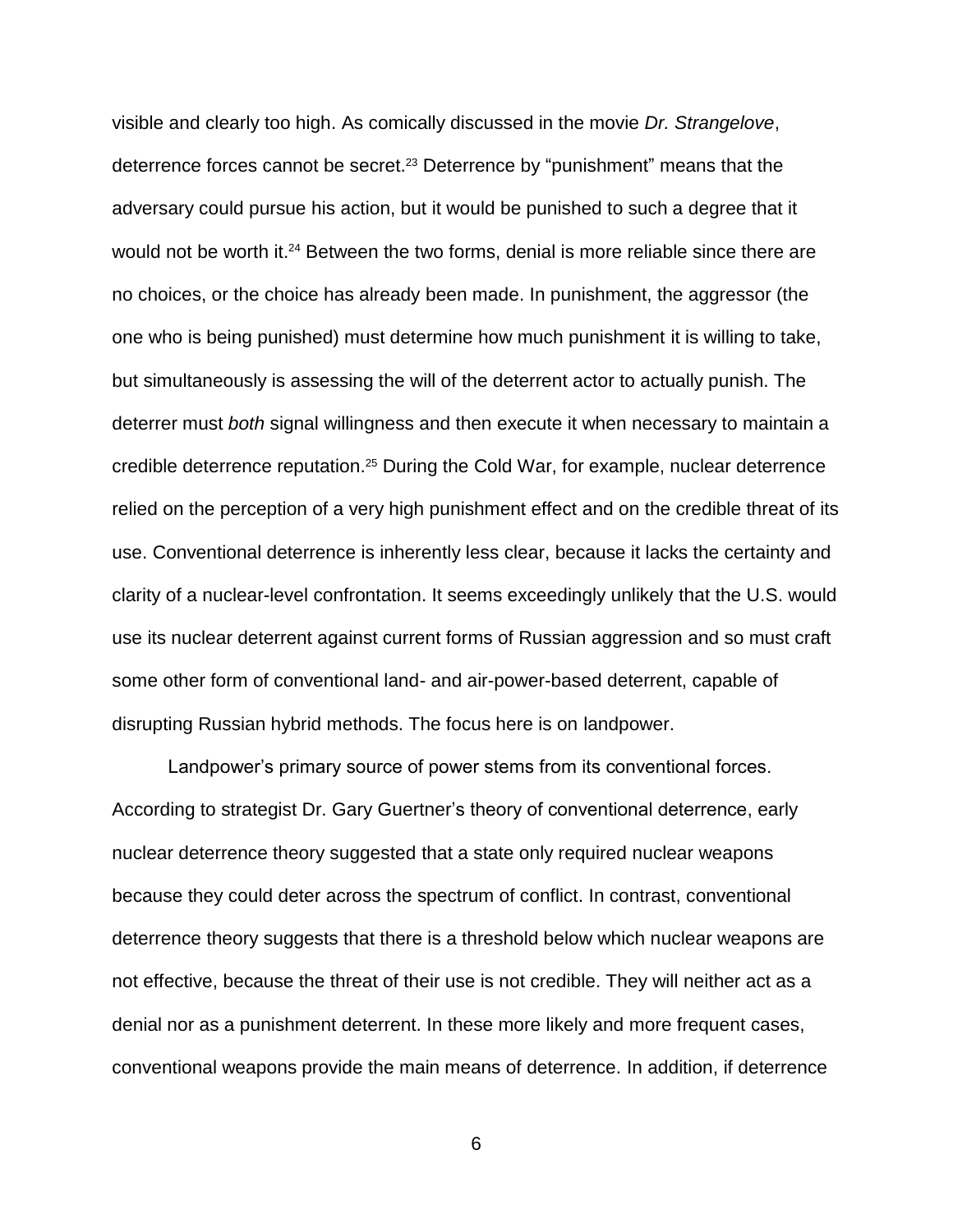visible and clearly too high. As comically discussed in the movie *Dr. Strangelove*, deterrence forces cannot be secret.[23] Deterrence by "punishment" means that the adversary could pursue his action, but it would be punished to such a degree that it would not be worth it.[24] Between the two forms, denial is more reliable since there are no choices, or the choice has already been made. In punishment, the aggressor (the one who is being punished) must determine how much punishment it is willing to take, but simultaneously is assessing the will of the deterrent actor to actually punish. The deterrer must *both* signal willingness and then execute it when necessary to maintain a credible deterrence reputation.[25] During the Cold War, for example, nuclear deterrence relied on the perception of a very high punishment effect and on the credible threat of its use. Conventional deterrence is inherently less clear, because it lacks the certainty and clarity of a nuclear-level confrontation. It seems exceedingly unlikely that the U.S. would use its nuclear deterrent against current forms of Russian aggression and so must craft some other form of conventional land- and air-power-based deterrent, capable of disrupting Russian hybrid methods. The focus here is on landpower.

Landpower's primary source of power stems from its conventional forces. According to strategist Dr. Gary Guertner's theory of conventional deterrence, early nuclear deterrence theory suggested that a state only required nuclear weapons because they could deter across the spectrum of conflict. In contrast, conventional deterrence theory suggests that there is a threshold below which nuclear weapons are not effective, because the threat of their use is not credible. They will neither act as a denial nor as a punishment deterrent. In these more likely and more frequent cases, conventional weapons provide the main means of deterrence. In addition, if deterrence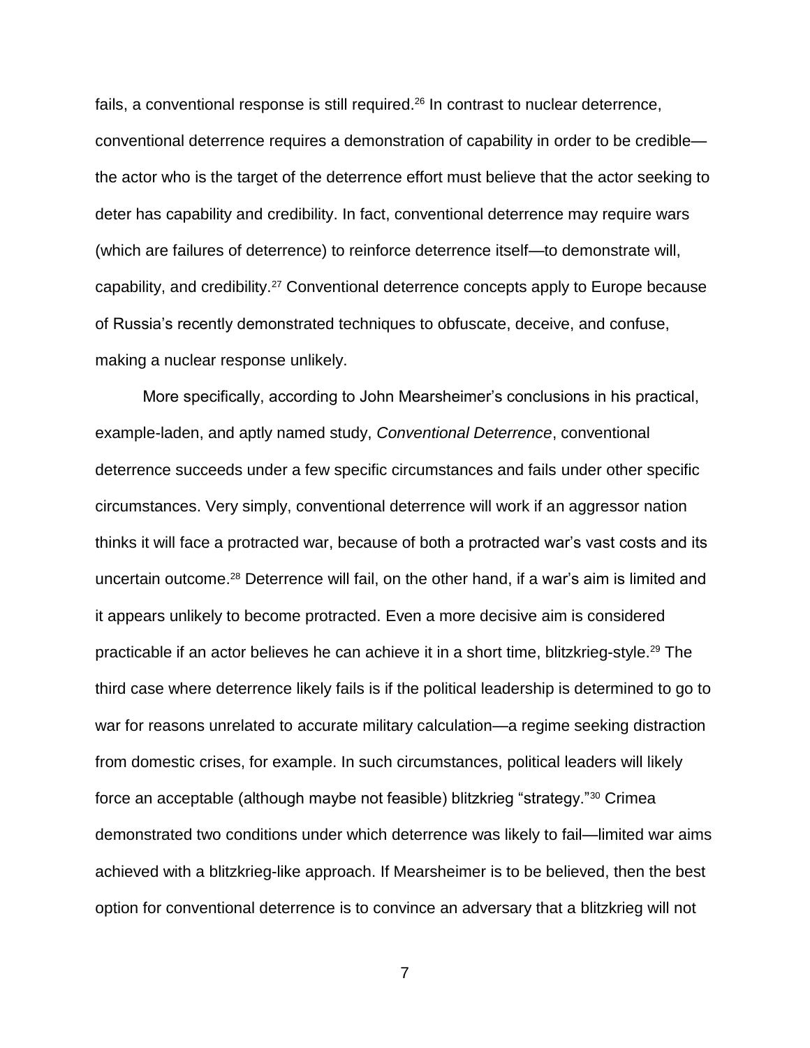fails, a conventional response is still required.[26] In contrast to nuclear deterrence, conventional deterrence requires a demonstration of capability in order to be credible—the actor who is the target of the deterrence effort must believe that the actor seeking to deter has capability and credibility. In fact, conventional deterrence may require wars (which are failures of deterrence) to reinforce deterrence itself—to demonstrate will, capability, and credibility.[27] Conventional deterrence concepts apply to Europe because of Russia's recently demonstrated techniques to obfuscate, deceive, and confuse, making a nuclear response unlikely.

More specifically, according to John Mearsheimer's conclusions in his practical, example-laden, and aptly named study, *Conventional Deterrence*, conventional deterrence succeeds under a few specific circumstances and fails under other specific circumstances. Very simply, conventional deterrence will work if an aggressor nation thinks it will face a protracted war, because of both a protracted war's vast costs and its uncertain outcome.[28] Deterrence will fail, on the other hand, if a war's aim is limited and it appears unlikely to become protracted. Even a more decisive aim is considered practicable if an actor believes he can achieve it in a short time, blitzkrieg-style.[29] The third case where deterrence likely fails is if the political leadership is determined to go to war for reasons unrelated to accurate military calculation—a regime seeking distraction from domestic crises, for example. In such circumstances, political leaders will likely force an acceptable (although maybe not feasible) blitzkrieg "strategy."[30] Crimea demonstrated two conditions under which deterrence was likely to fail—limited war aims achieved with a blitzkrieg-like approach. If Mearsheimer is to be believed, then the best option for conventional deterrence is to convince an adversary that a blitzkrieg will not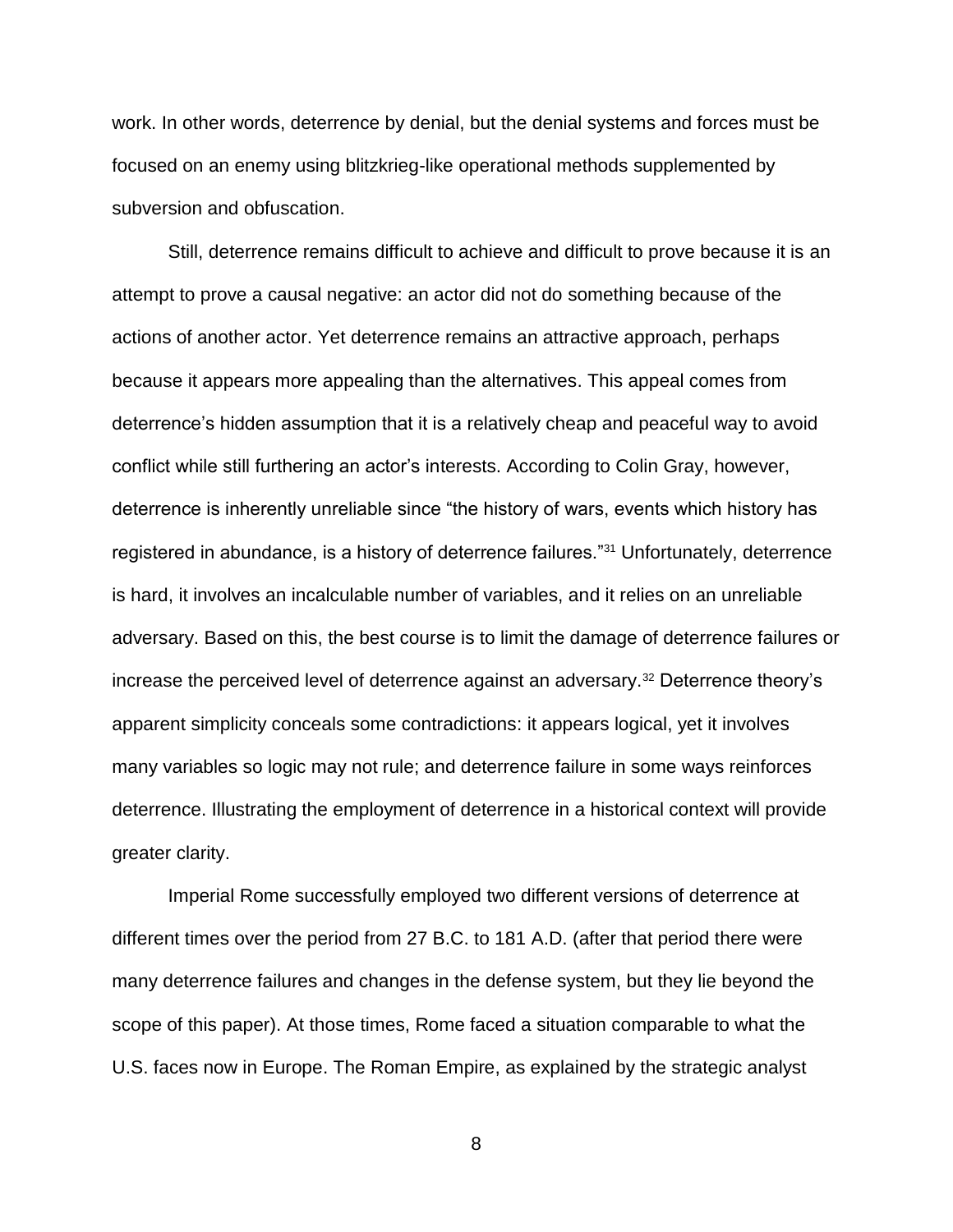work. In other words, deterrence by denial, but the denial systems and forces must be focused on an enemy using blitzkrieg-like operational methods supplemented by subversion and obfuscation.

Still, deterrence remains difficult to achieve and difficult to prove because it is an attempt to prove a causal negative: an actor did not do something because of the actions of another actor. Yet deterrence remains an attractive approach, perhaps because it appears more appealing than the alternatives. This appeal comes from deterrence's hidden assumption that it is a relatively cheap and peaceful way to avoid conflict while still furthering an actor's interests. According to Colin Gray, however, deterrence is inherently unreliable since "the history of wars, events which history has registered in abundance, is a history of deterrence failures."[31] Unfortunately, deterrence is hard, it involves an incalculable number of variables, and it relies on an unreliable adversary. Based on this, the best course is to limit the damage of deterrence failures or increase the perceived level of deterrence against an adversary.[32] Deterrence theory's apparent simplicity conceals some contradictions: it appears logical, yet it involves many variables so logic may not rule; and deterrence failure in some ways reinforces deterrence. Illustrating the employment of deterrence in a historical context will provide greater clarity.

Imperial Rome successfully employed two different versions of deterrence at different times over the period from 27 B.C. to 181 A.D. (after that period there were many deterrence failures and changes in the defense system, but they lie beyond the scope of this paper). At those times, Rome faced a situation comparable to what the U.S. faces now in Europe. The Roman Empire, as explained by the strategic analyst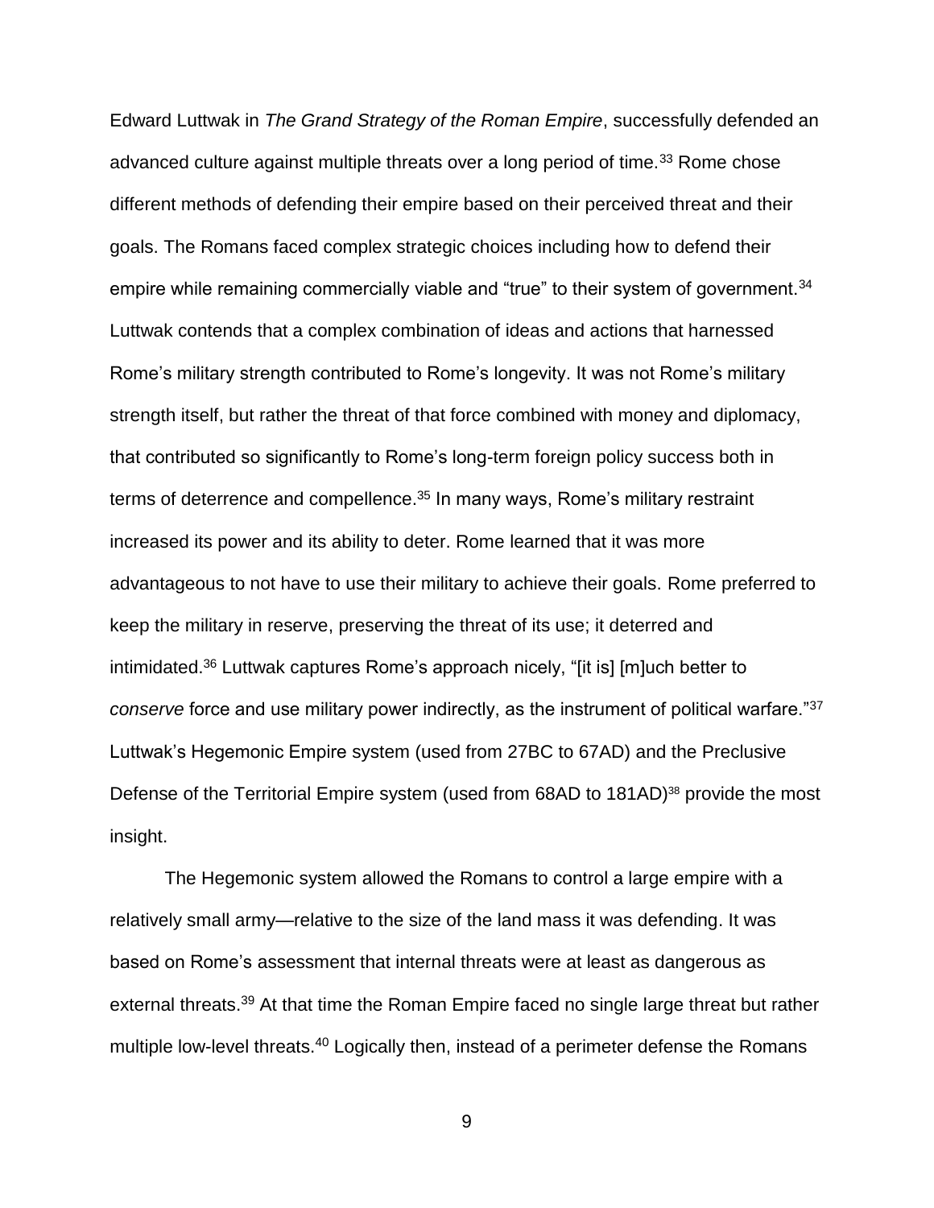Edward Luttwak in *The Grand Strategy of the Roman Empire*, successfully defended an advanced culture against multiple threats over a long period of time.[33] Rome chose different methods of defending their empire based on their perceived threat and their goals. The Romans faced complex strategic choices including how to defend their empire while remaining commercially viable and "true" to their system of government.[34] Luttwak contends that a complex combination of ideas and actions that harnessed Rome's military strength contributed to Rome's longevity. It was not Rome's military strength itself, but rather the threat of that force combined with money and diplomacy, that contributed so significantly to Rome's long-term foreign policy success both in terms of deterrence and compellence.[35] In many ways, Rome's military restraint increased its power and its ability to deter. Rome learned that it was more advantageous to not have to use their military to achieve their goals. Rome preferred to keep the military in reserve, preserving the threat of its use; it deterred and intimidated.[36] Luttwak captures Rome's approach nicely, "[it is] [m]uch better to *conserve* force and use military power indirectly, as the instrument of political warfare."[37] Luttwak's Hegemonic Empire system (used from 27BC to 67AD) and the Preclusive Defense of the Territorial Empire system (used from 68AD to 181AD)[38] provide the most insight.

The Hegemonic system allowed the Romans to control a large empire with a relatively small army—relative to the size of the land mass it was defending. It was based on Rome's assessment that internal threats were at least as dangerous as external threats.[39] At that time the Roman Empire faced no single large threat but rather multiple low-level threats.[40] Logically then, instead of a perimeter defense the Romans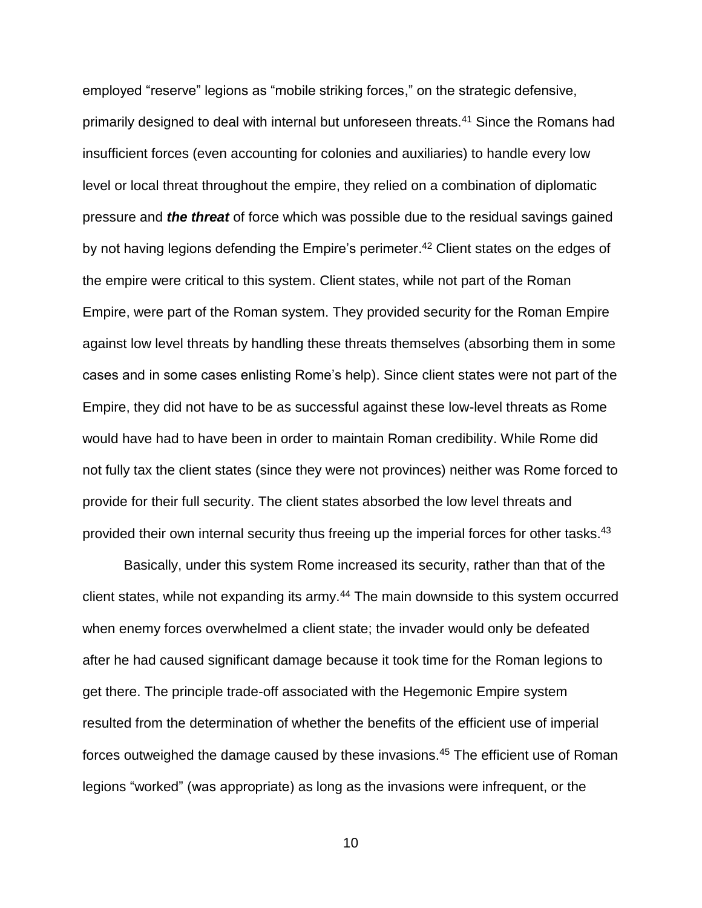employed “reserve” legions as “mobile striking forces,” on the strategic defensive, primarily designed to deal with internal but unforeseen threats.[41] Since the Romans had insufficient forces (even accounting for colonies and auxiliaries) to handle every low level or local threat throughout the empire, they relied on a combination of diplomatic pressure and ***the threat*** of force which was possible due to the residual savings gained by not having legions defending the Empire’s perimeter.[42] Client states on the edges of the empire were critical to this system. Client states, while not part of the Roman Empire, were part of the Roman system. They provided security for the Roman Empire against low level threats by handling these threats themselves (absorbing them in some cases and in some cases enlisting Rome’s help). Since client states were not part of the Empire, they did not have to be as successful against these low-level threats as Rome would have had to have been in order to maintain Roman credibility. While Rome did not fully tax the client states (since they were not provinces) neither was Rome forced to provide for their full security. The client states absorbed the low level threats and provided their own internal security thus freeing up the imperial forces for other tasks.[43]

Basically, under this system Rome increased its security, rather than that of the client states, while not expanding its army.[44] The main downside to this system occurred when enemy forces overwhelmed a client state; the invader would only be defeated after he had caused significant damage because it took time for the Roman legions to get there. The principle trade-off associated with the Hegemonic Empire system resulted from the determination of whether the benefits of the efficient use of imperial forces outweighed the damage caused by these invasions.[45] The efficient use of Roman legions “worked” (was appropriate) as long as the invasions were infrequent, or the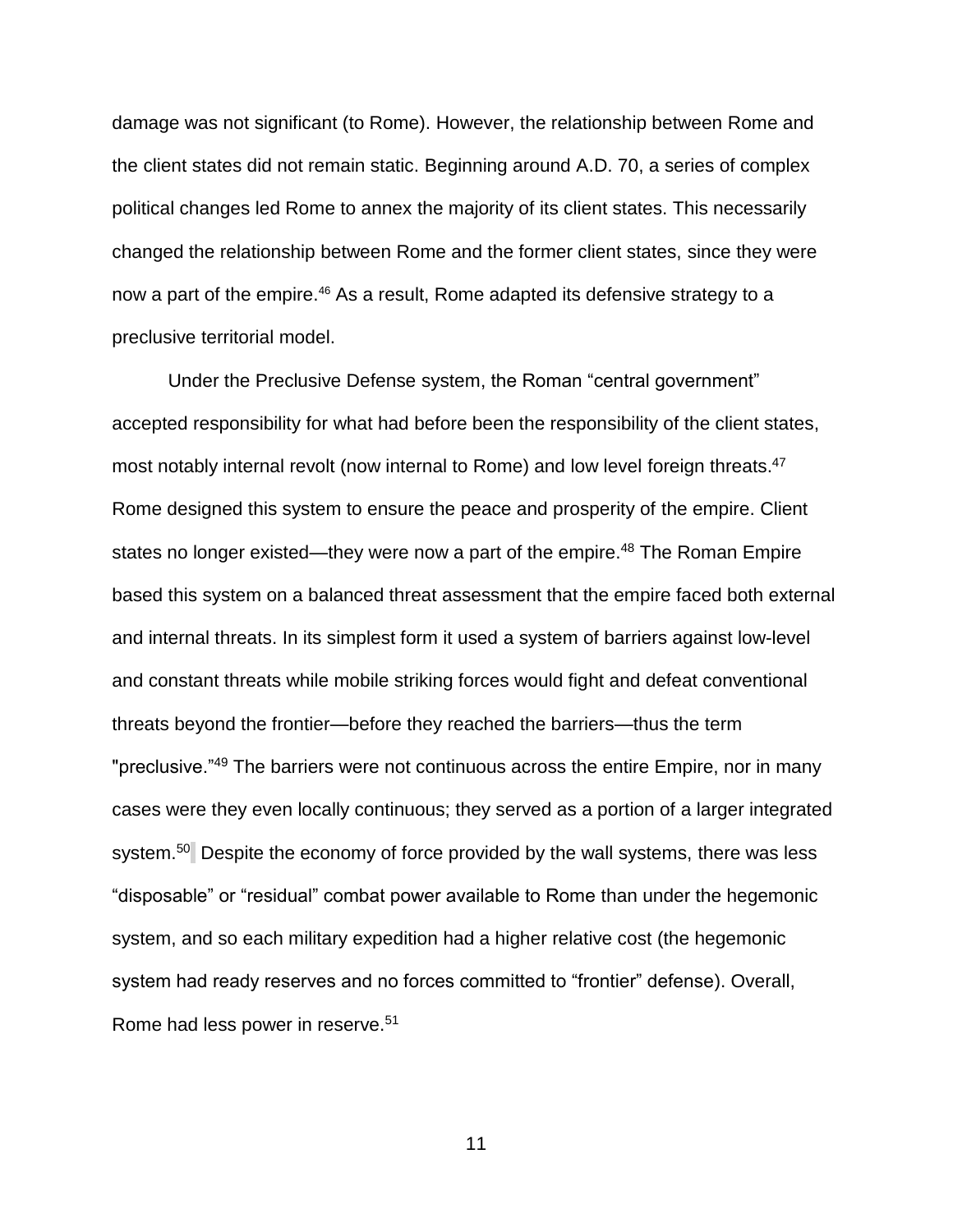damage was not significant (to Rome). However, the relationship between Rome and the client states did not remain static. Beginning around A.D. 70, a series of complex political changes led Rome to annex the majority of its client states. This necessarily changed the relationship between Rome and the former client states, since they were now a part of the empire.[46] As a result, Rome adapted its defensive strategy to a preclusive territorial model.

Under the Preclusive Defense system, the Roman "central government" accepted responsibility for what had before been the responsibility of the client states, most notably internal revolt (now internal to Rome) and low level foreign threats.[47] Rome designed this system to ensure the peace and prosperity of the empire. Client states no longer existed—they were now a part of the empire.[48] The Roman Empire based this system on a balanced threat assessment that the empire faced both external and internal threats. In its simplest form it used a system of barriers against low-level and constant threats while mobile striking forces would fight and defeat conventional threats beyond the frontier—before they reached the barriers—thus the term "preclusive."[49] The barriers were not continuous across the entire Empire, nor in many cases were they even locally continuous; they served as a portion of a larger integrated system.[50] Despite the economy of force provided by the wall systems, there was less "disposable" or "residual" combat power available to Rome than under the hegemonic system, and so each military expedition had a higher relative cost (the hegemonic system had ready reserves and no forces committed to "frontier" defense). Overall, Rome had less power in reserve.[51]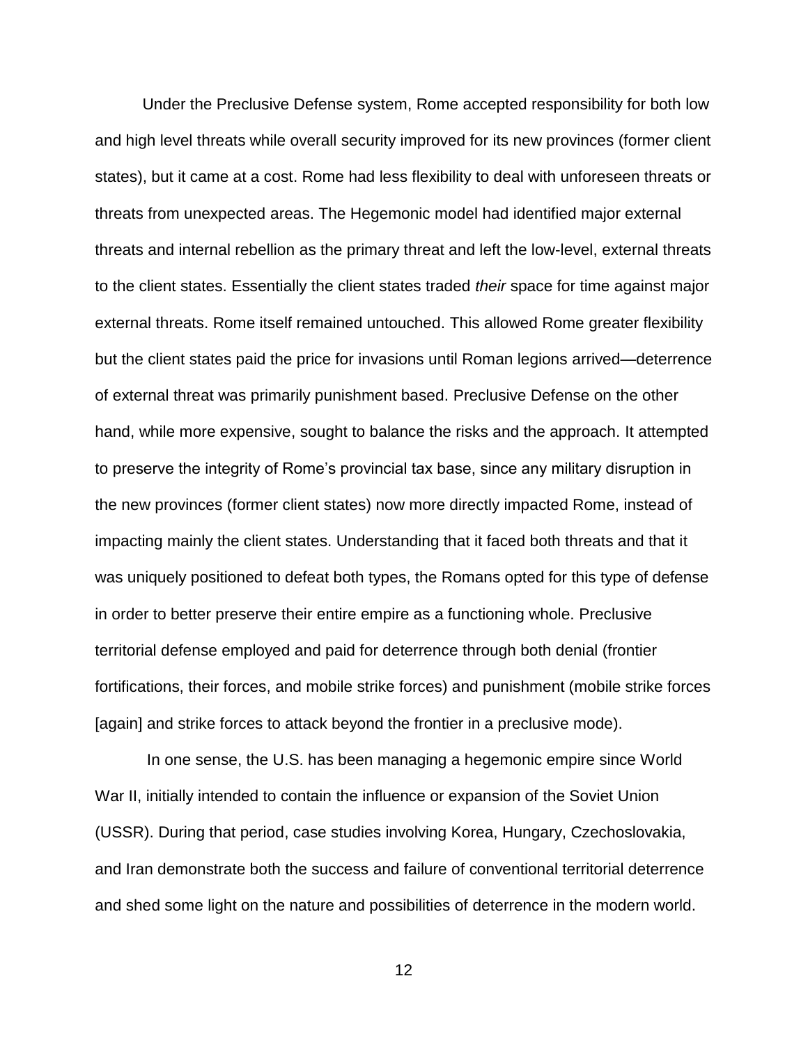Under the Preclusive Defense system, Rome accepted responsibility for both low and high level threats while overall security improved for its new provinces (former client states), but it came at a cost. Rome had less flexibility to deal with unforeseen threats or threats from unexpected areas. The Hegemonic model had identified major external threats and internal rebellion as the primary threat and left the low-level, external threats to the client states. Essentially the client states traded *their* space for time against major external threats. Rome itself remained untouched. This allowed Rome greater flexibility but the client states paid the price for invasions until Roman legions arrived—deterrence of external threat was primarily punishment based. Preclusive Defense on the other hand, while more expensive, sought to balance the risks and the approach. It attempted to preserve the integrity of Rome's provincial tax base, since any military disruption in the new provinces (former client states) now more directly impacted Rome, instead of impacting mainly the client states. Understanding that it faced both threats and that it was uniquely positioned to defeat both types, the Romans opted for this type of defense in order to better preserve their entire empire as a functioning whole. Preclusive territorial defense employed and paid for deterrence through both denial (frontier fortifications, their forces, and mobile strike forces) and punishment (mobile strike forces [again] and strike forces to attack beyond the frontier in a preclusive mode).

In one sense, the U.S. has been managing a hegemonic empire since World War II, initially intended to contain the influence or expansion of the Soviet Union (USSR). During that period, case studies involving Korea, Hungary, Czechoslovakia, and Iran demonstrate both the success and failure of conventional territorial deterrence and shed some light on the nature and possibilities of deterrence in the modern world.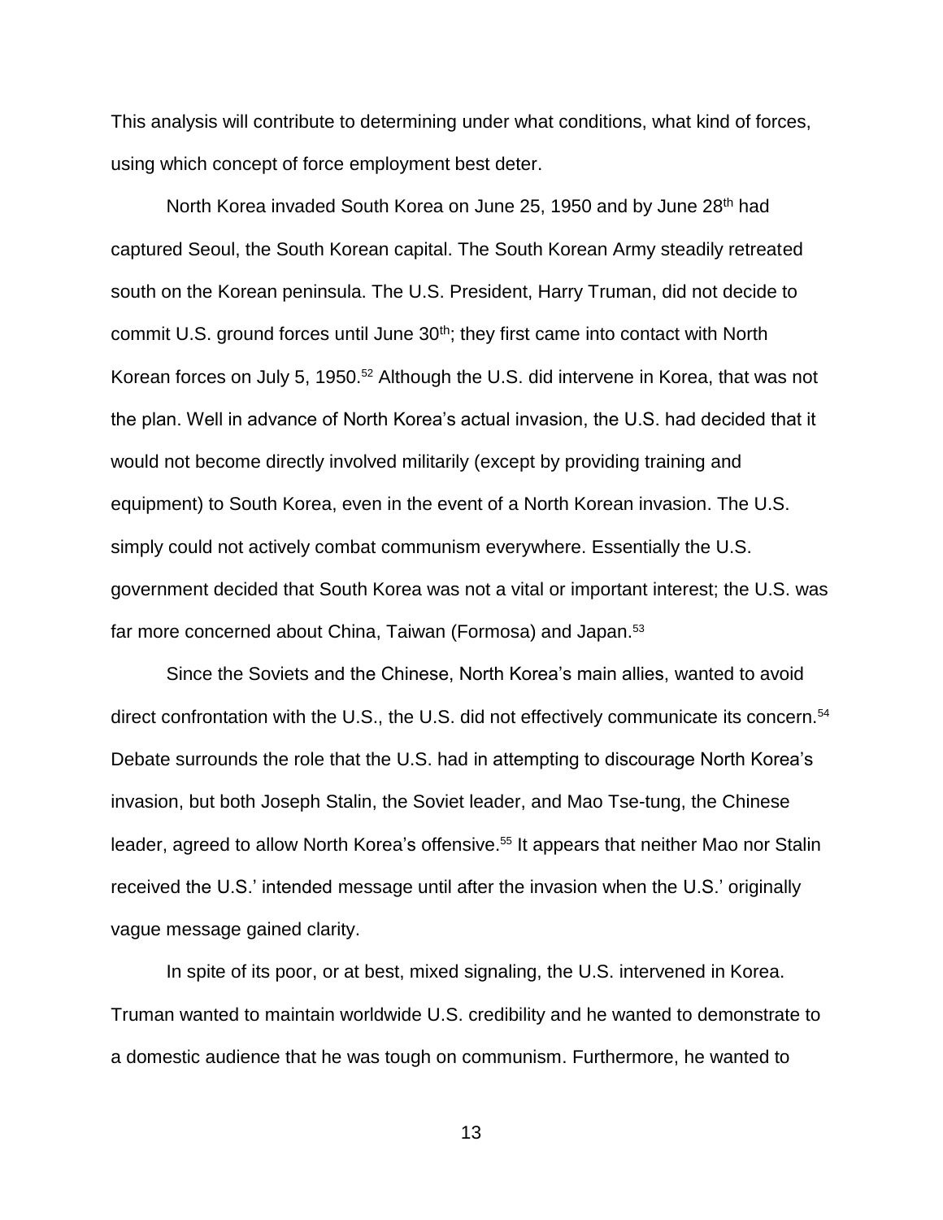This analysis will contribute to determining under what conditions, what kind of forces, using which concept of force employment best deter.

North Korea invaded South Korea on June 25, 1950 and by June 28th had captured Seoul, the South Korean capital. The South Korean Army steadily retreated south on the Korean peninsula. The U.S. President, Harry Truman, did not decide to commit U.S. ground forces until June 30th; they first came into contact with North Korean forces on July 5, 1950.[52] Although the U.S. did intervene in Korea, that was not the plan. Well in advance of North Korea's actual invasion, the U.S. had decided that it would not become directly involved militarily (except by providing training and equipment) to South Korea, even in the event of a North Korean invasion. The U.S. simply could not actively combat communism everywhere. Essentially the U.S. government decided that South Korea was not a vital or important interest; the U.S. was far more concerned about China, Taiwan (Formosa) and Japan.[53]

Since the Soviets and the Chinese, North Korea's main allies, wanted to avoid direct confrontation with the U.S., the U.S. did not effectively communicate its concern.[54] Debate surrounds the role that the U.S. had in attempting to discourage North Korea's invasion, but both Joseph Stalin, the Soviet leader, and Mao Tse-tung, the Chinese leader, agreed to allow North Korea's offensive.[55] It appears that neither Mao nor Stalin received the U.S.' intended message until after the invasion when the U.S.' originally vague message gained clarity.

In spite of its poor, or at best, mixed signaling, the U.S. intervened in Korea. Truman wanted to maintain worldwide U.S. credibility and he wanted to demonstrate to a domestic audience that he was tough on communism. Furthermore, he wanted to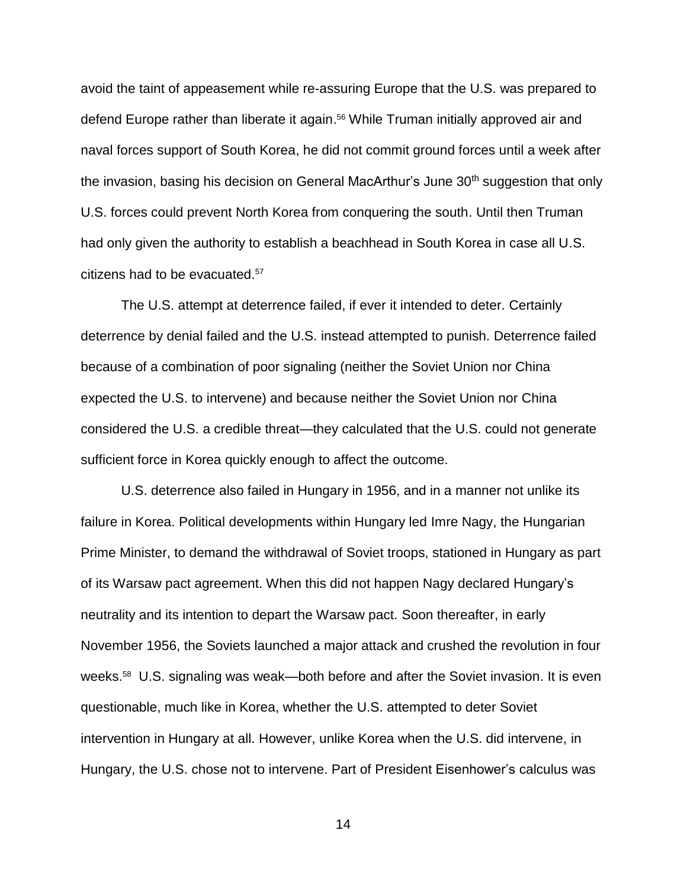avoid the taint of appeasement while re-assuring Europe that the U.S. was prepared to defend Europe rather than liberate it again.[56] While Truman initially approved air and naval forces support of South Korea, he did not commit ground forces until a week after the invasion, basing his decision on General MacArthur's June 30th suggestion that only U.S. forces could prevent North Korea from conquering the south. Until then Truman had only given the authority to establish a beachhead in South Korea in case all U.S. citizens had to be evacuated.[57]

The U.S. attempt at deterrence failed, if ever it intended to deter. Certainly deterrence by denial failed and the U.S. instead attempted to punish. Deterrence failed because of a combination of poor signaling (neither the Soviet Union nor China expected the U.S. to intervene) and because neither the Soviet Union nor China considered the U.S. a credible threat—they calculated that the U.S. could not generate sufficient force in Korea quickly enough to affect the outcome.

U.S. deterrence also failed in Hungary in 1956, and in a manner not unlike its failure in Korea. Political developments within Hungary led Imre Nagy, the Hungarian Prime Minister, to demand the withdrawal of Soviet troops, stationed in Hungary as part of its Warsaw pact agreement. When this did not happen Nagy declared Hungary's neutrality and its intention to depart the Warsaw pact. Soon thereafter, in early November 1956, the Soviets launched a major attack and crushed the revolution in four weeks.[58] U.S. signaling was weak—both before and after the Soviet invasion. It is even questionable, much like in Korea, whether the U.S. attempted to deter Soviet intervention in Hungary at all. However, unlike Korea when the U.S. did intervene, in Hungary, the U.S. chose not to intervene. Part of President Eisenhower's calculus was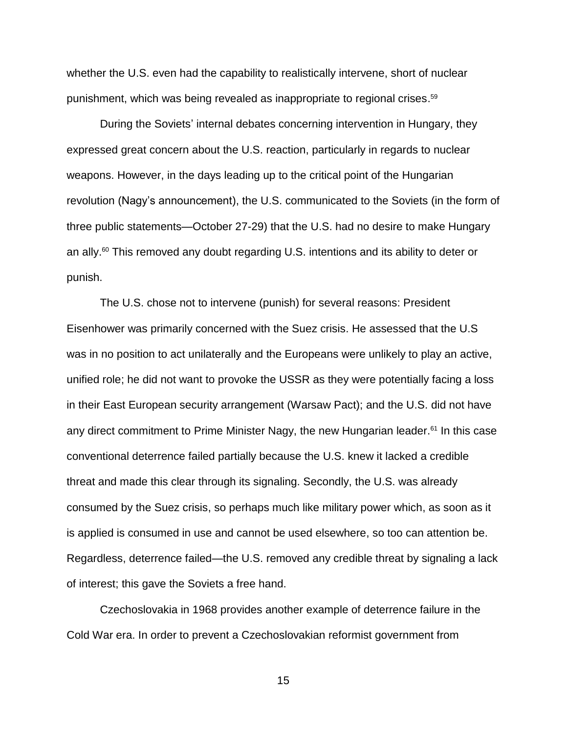whether the U.S. even had the capability to realistically intervene, short of nuclear punishment, which was being revealed as inappropriate to regional crises.[59]

During the Soviets' internal debates concerning intervention in Hungary, they expressed great concern about the U.S. reaction, particularly in regards to nuclear weapons. However, in the days leading up to the critical point of the Hungarian revolution (Nagy's announcement), the U.S. communicated to the Soviets (in the form of three public statements—October 27-29) that the U.S. had no desire to make Hungary an ally.[60] This removed any doubt regarding U.S. intentions and its ability to deter or punish.

The U.S. chose not to intervene (punish) for several reasons: President Eisenhower was primarily concerned with the Suez crisis. He assessed that the U.S was in no position to act unilaterally and the Europeans were unlikely to play an active, unified role; he did not want to provoke the USSR as they were potentially facing a loss in their East European security arrangement (Warsaw Pact); and the U.S. did not have any direct commitment to Prime Minister Nagy, the new Hungarian leader.[61] In this case conventional deterrence failed partially because the U.S. knew it lacked a credible threat and made this clear through its signaling. Secondly, the U.S. was already consumed by the Suez crisis, so perhaps much like military power which, as soon as it is applied is consumed in use and cannot be used elsewhere, so too can attention be. Regardless, deterrence failed—the U.S. removed any credible threat by signaling a lack of interest; this gave the Soviets a free hand.

Czechoslovakia in 1968 provides another example of deterrence failure in the Cold War era. In order to prevent a Czechoslovakian reformist government from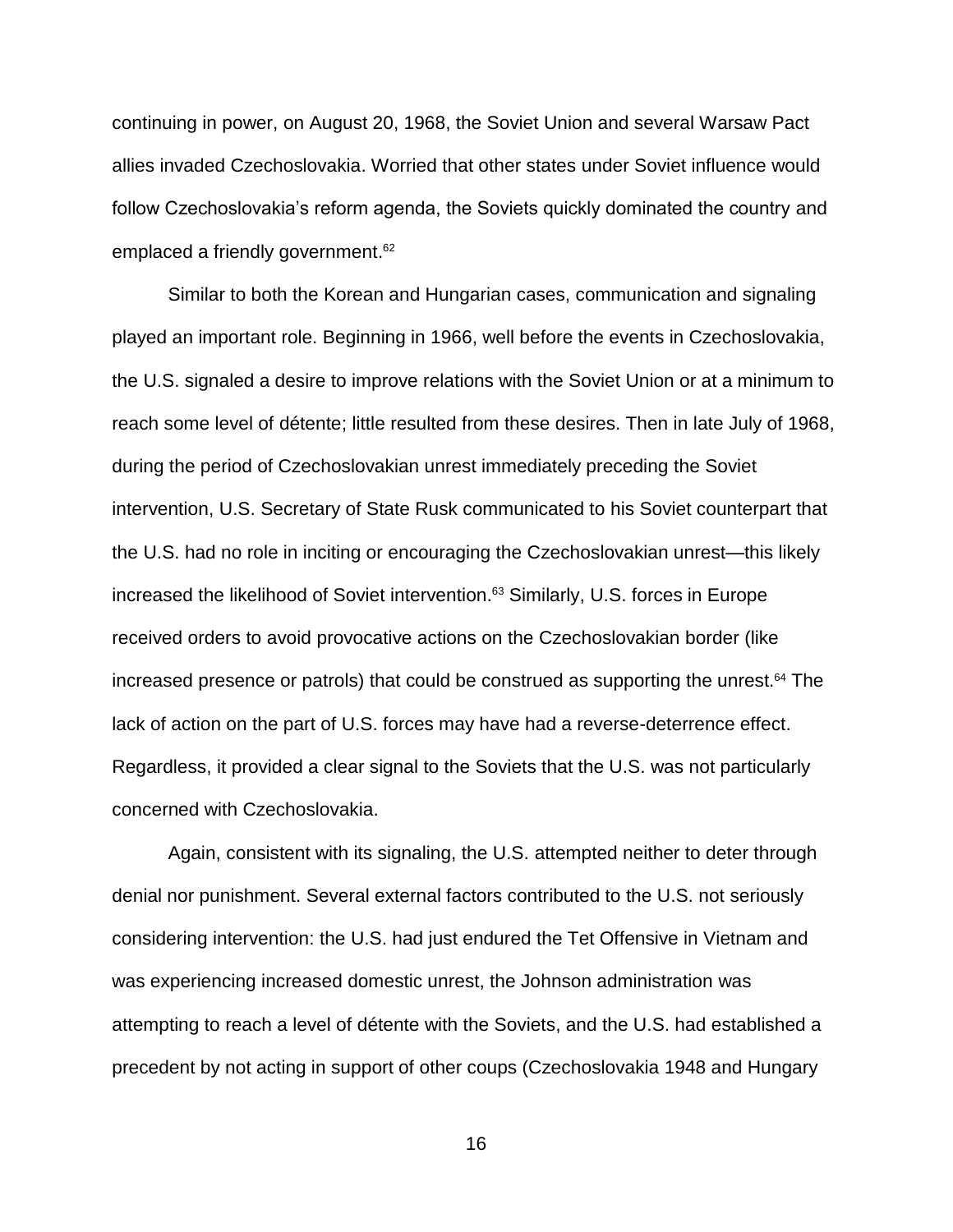continuing in power, on August 20, 1968, the Soviet Union and several Warsaw Pact allies invaded Czechoslovakia. Worried that other states under Soviet influence would follow Czechoslovakia's reform agenda, the Soviets quickly dominated the country and emplaced a friendly government.[62]

Similar to both the Korean and Hungarian cases, communication and signaling played an important role. Beginning in 1966, well before the events in Czechoslovakia, the U.S. signaled a desire to improve relations with the Soviet Union or at a minimum to reach some level of détente; little resulted from these desires. Then in late July of 1968, during the period of Czechoslovakian unrest immediately preceding the Soviet intervention, U.S. Secretary of State Rusk communicated to his Soviet counterpart that the U.S. had no role in inciting or encouraging the Czechoslovakian unrest—this likely increased the likelihood of Soviet intervention.[63] Similarly, U.S. forces in Europe received orders to avoid provocative actions on the Czechoslovakian border (like increased presence or patrols) that could be construed as supporting the unrest.[64] The lack of action on the part of U.S. forces may have had a reverse-deterrence effect. Regardless, it provided a clear signal to the Soviets that the U.S. was not particularly concerned with Czechoslovakia.

Again, consistent with its signaling, the U.S. attempted neither to deter through denial nor punishment. Several external factors contributed to the U.S. not seriously considering intervention: the U.S. had just endured the Tet Offensive in Vietnam and was experiencing increased domestic unrest, the Johnson administration was attempting to reach a level of détente with the Soviets, and the U.S. had established a precedent by not acting in support of other coups (Czechoslovakia 1948 and Hungary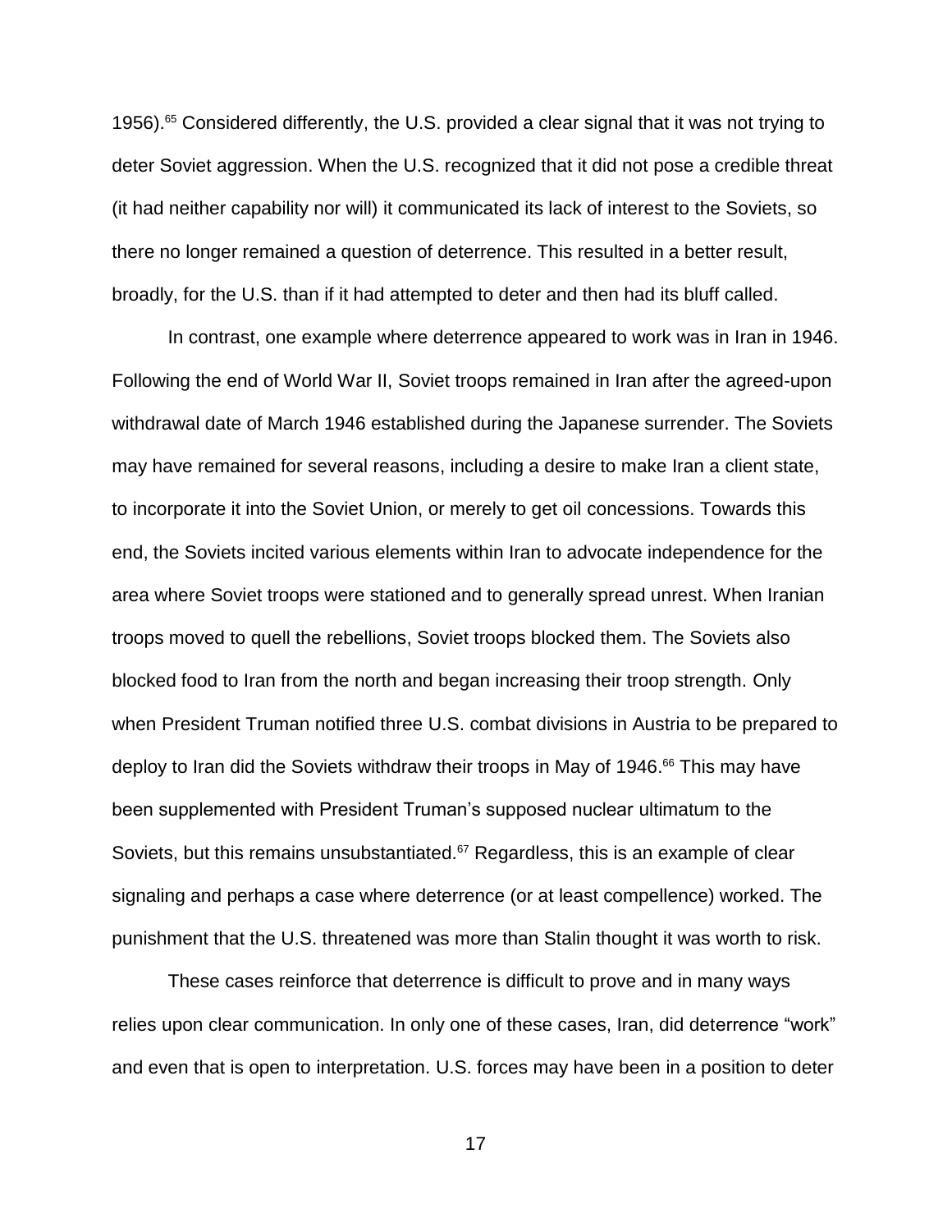1956).[65] Considered differently, the U.S. provided a clear signal that it was not trying to deter Soviet aggression. When the U.S. recognized that it did not pose a credible threat (it had neither capability nor will) it communicated its lack of interest to the Soviets, so there no longer remained a question of deterrence. This resulted in a better result, broadly, for the U.S. than if it had attempted to deter and then had its bluff called.

In contrast, one example where deterrence appeared to work was in Iran in 1946. Following the end of World War II, Soviet troops remained in Iran after the agreed-upon withdrawal date of March 1946 established during the Japanese surrender. The Soviets may have remained for several reasons, including a desire to make Iran a client state, to incorporate it into the Soviet Union, or merely to get oil concessions. Towards this end, the Soviets incited various elements within Iran to advocate independence for the area where Soviet troops were stationed and to generally spread unrest. When Iranian troops moved to quell the rebellions, Soviet troops blocked them. The Soviets also blocked food to Iran from the north and began increasing their troop strength. Only when President Truman notified three U.S. combat divisions in Austria to be prepared to deploy to Iran did the Soviets withdraw their troops in May of 1946.[66] This may have been supplemented with President Truman's supposed nuclear ultimatum to the Soviets, but this remains unsubstantiated.[67] Regardless, this is an example of clear signaling and perhaps a case where deterrence (or at least compellence) worked. The punishment that the U.S. threatened was more than Stalin thought it was worth to risk.

These cases reinforce that deterrence is difficult to prove and in many ways relies upon clear communication. In only one of these cases, Iran, did deterrence "work" and even that is open to interpretation. U.S. forces may have been in a position to deter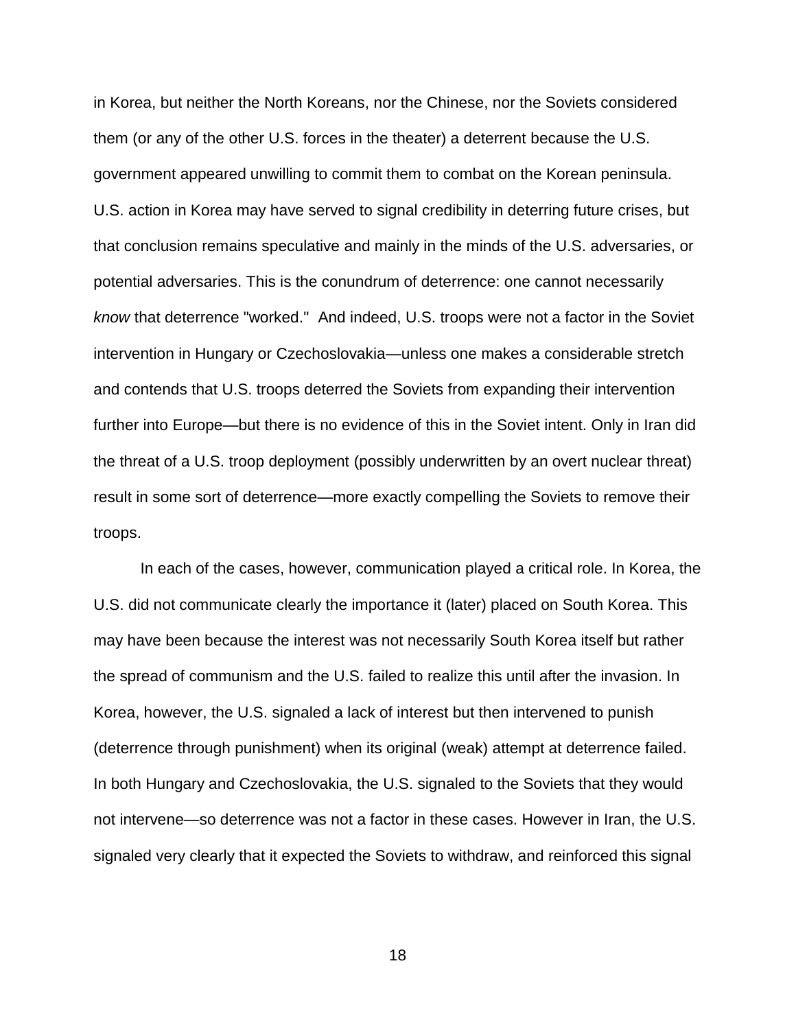in Korea, but neither the North Koreans, nor the Chinese, nor the Soviets considered them (or any of the other U.S. forces in the theater) a deterrent because the U.S. government appeared unwilling to commit them to combat on the Korean peninsula. U.S. action in Korea may have served to signal credibility in deterring future crises, but that conclusion remains speculative and mainly in the minds of the U.S. adversaries, or potential adversaries. This is the conundrum of deterrence: one cannot necessarily *know* that deterrence "worked." And indeed, U.S. troops were not a factor in the Soviet intervention in Hungary or Czechoslovakia—unless one makes a considerable stretch and contends that U.S. troops deterred the Soviets from expanding their intervention further into Europe—but there is no evidence of this in the Soviet intent. Only in Iran did the threat of a U.S. troop deployment (possibly underwritten by an overt nuclear threat) result in some sort of deterrence—more exactly compelling the Soviets to remove their troops.

In each of the cases, however, communication played a critical role. In Korea, the U.S. did not communicate clearly the importance it (later) placed on South Korea. This may have been because the interest was not necessarily South Korea itself but rather the spread of communism and the U.S. failed to realize this until after the invasion. In Korea, however, the U.S. signaled a lack of interest but then intervened to punish (deterrence through punishment) when its original (weak) attempt at deterrence failed. In both Hungary and Czechoslovakia, the U.S. signaled to the Soviets that they would not intervene—so deterrence was not a factor in these cases. However in Iran, the U.S. signaled very clearly that it expected the Soviets to withdraw, and reinforced this signal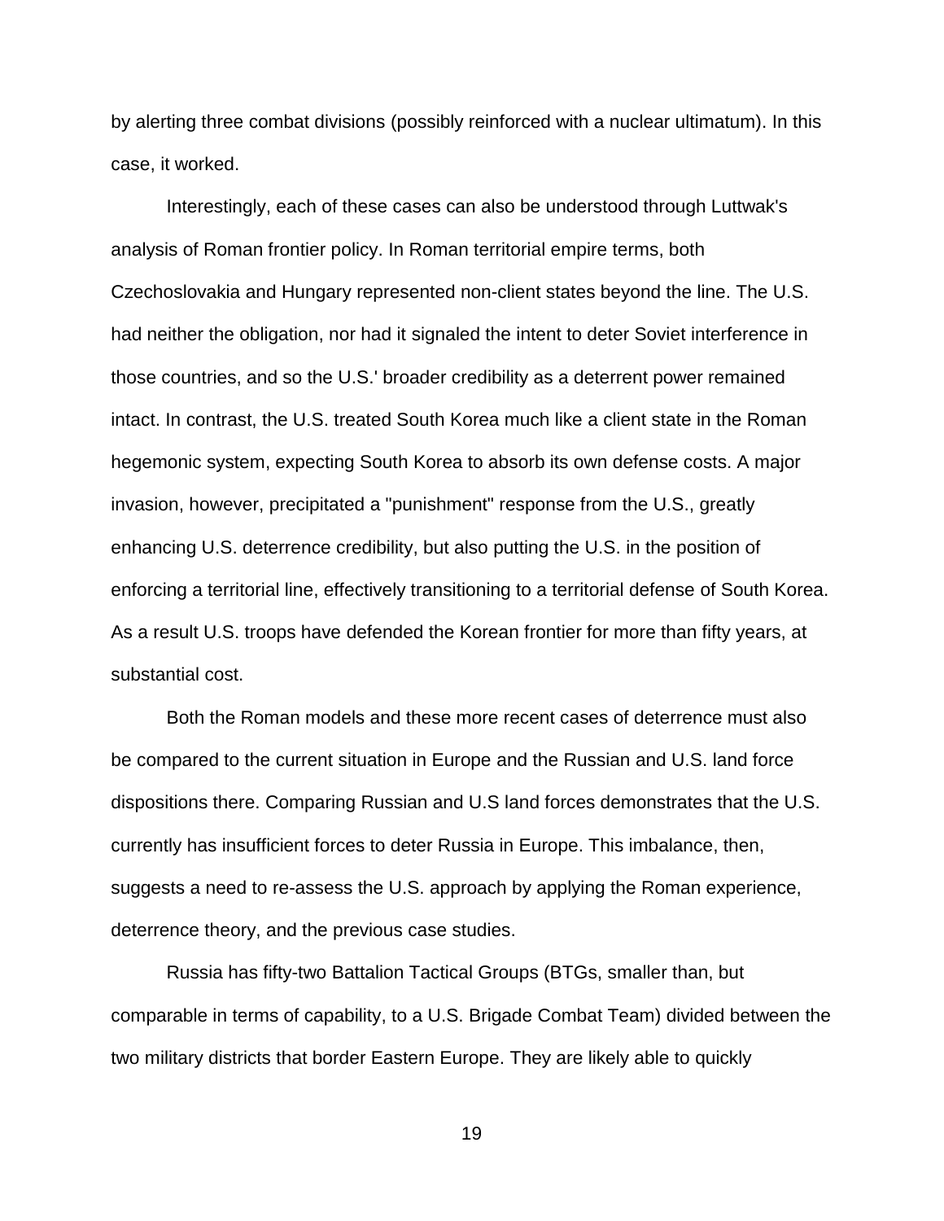by alerting three combat divisions (possibly reinforced with a nuclear ultimatum). In this case, it worked.

Interestingly, each of these cases can also be understood through Luttwak's analysis of Roman frontier policy. In Roman territorial empire terms, both Czechoslovakia and Hungary represented non-client states beyond the line. The U.S. had neither the obligation, nor had it signaled the intent to deter Soviet interference in those countries, and so the U.S.' broader credibility as a deterrent power remained intact. In contrast, the U.S. treated South Korea much like a client state in the Roman hegemonic system, expecting South Korea to absorb its own defense costs. A major invasion, however, precipitated a "punishment" response from the U.S., greatly enhancing U.S. deterrence credibility, but also putting the U.S. in the position of enforcing a territorial line, effectively transitioning to a territorial defense of South Korea. As a result U.S. troops have defended the Korean frontier for more than fifty years, at substantial cost.

Both the Roman models and these more recent cases of deterrence must also be compared to the current situation in Europe and the Russian and U.S. land force dispositions there. Comparing Russian and U.S land forces demonstrates that the U.S. currently has insufficient forces to deter Russia in Europe. This imbalance, then, suggests a need to re-assess the U.S. approach by applying the Roman experience, deterrence theory, and the previous case studies.

Russia has fifty-two Battalion Tactical Groups (BTGs, smaller than, but comparable in terms of capability, to a U.S. Brigade Combat Team) divided between the two military districts that border Eastern Europe. They are likely able to quickly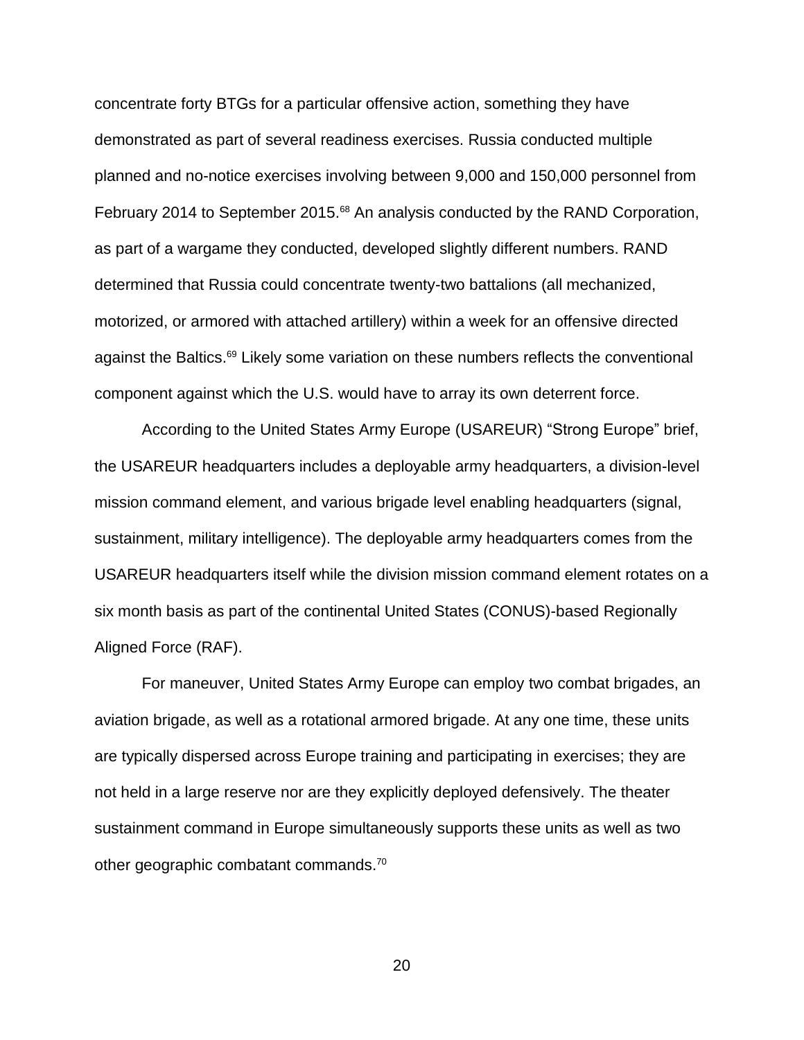concentrate forty BTGs for a particular offensive action, something they have demonstrated as part of several readiness exercises. Russia conducted multiple planned and no-notice exercises involving between 9,000 and 150,000 personnel from February 2014 to September 2015.[68] An analysis conducted by the RAND Corporation, as part of a wargame they conducted, developed slightly different numbers. RAND determined that Russia could concentrate twenty-two battalions (all mechanized, motorized, or armored with attached artillery) within a week for an offensive directed against the Baltics.[69] Likely some variation on these numbers reflects the conventional component against which the U.S. would have to array its own deterrent force.

According to the United States Army Europe (USAREUR) "Strong Europe" brief, the USAREUR headquarters includes a deployable army headquarters, a division-level mission command element, and various brigade level enabling headquarters (signal, sustainment, military intelligence). The deployable army headquarters comes from the USAREUR headquarters itself while the division mission command element rotates on a six month basis as part of the continental United States (CONUS)-based Regionally Aligned Force (RAF).

For maneuver, United States Army Europe can employ two combat brigades, an aviation brigade, as well as a rotational armored brigade. At any one time, these units are typically dispersed across Europe training and participating in exercises; they are not held in a large reserve nor are they explicitly deployed defensively. The theater sustainment command in Europe simultaneously supports these units as well as two other geographic combatant commands.[70]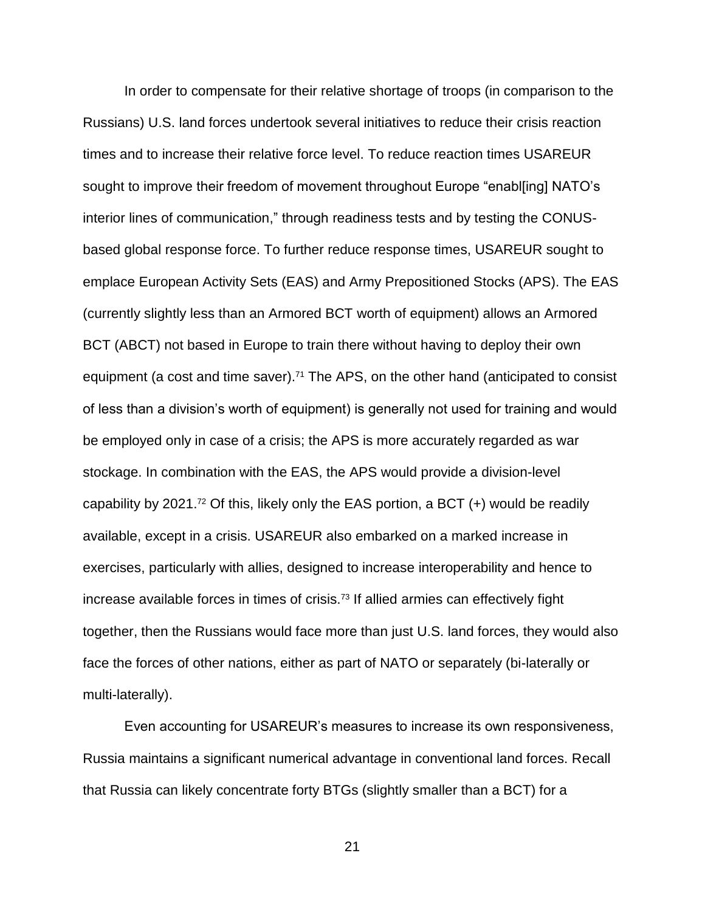In order to compensate for their relative shortage of troops (in comparison to the Russians) U.S. land forces undertook several initiatives to reduce their crisis reaction times and to increase their relative force level. To reduce reaction times USAREUR sought to improve their freedom of movement throughout Europe "enabl[ing] NATO's interior lines of communication," through readiness tests and by testing the CONUS-based global response force. To further reduce response times, USAREUR sought to emplace European Activity Sets (EAS) and Army Prepositioned Stocks (APS). The EAS (currently slightly less than an Armored BCT worth of equipment) allows an Armored BCT (ABCT) not based in Europe to train there without having to deploy their own equipment (a cost and time saver).[71] The APS, on the other hand (anticipated to consist of less than a division's worth of equipment) is generally not used for training and would be employed only in case of a crisis; the APS is more accurately regarded as war stockage. In combination with the EAS, the APS would provide a division-level capability by 2021.[72] Of this, likely only the EAS portion, a BCT (+) would be readily available, except in a crisis. USAREUR also embarked on a marked increase in exercises, particularly with allies, designed to increase interoperability and hence to increase available forces in times of crisis.[73] If allied armies can effectively fight together, then the Russians would face more than just U.S. land forces, they would also face the forces of other nations, either as part of NATO or separately (bi-laterally or multi-laterally).

Even accounting for USAREUR's measures to increase its own responsiveness, Russia maintains a significant numerical advantage in conventional land forces. Recall that Russia can likely concentrate forty BTGs (slightly smaller than a BCT) for a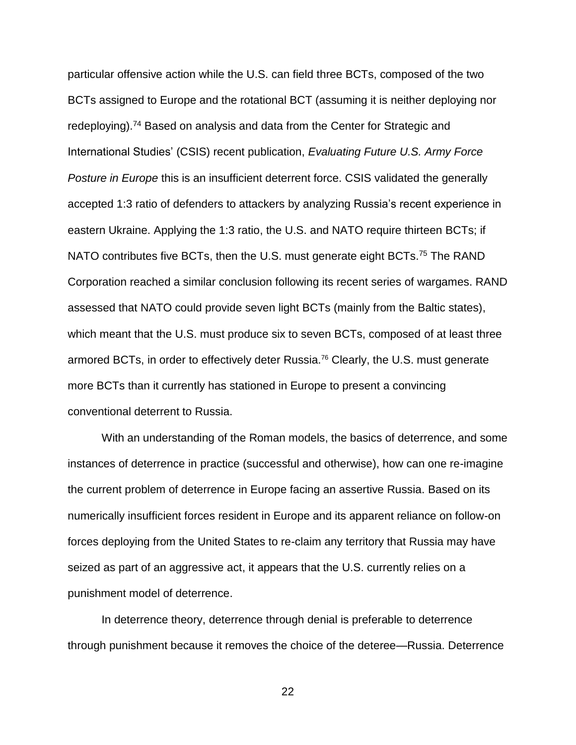particular offensive action while the U.S. can field three BCTs, composed of the two BCTs assigned to Europe and the rotational BCT (assuming it is neither deploying nor redeploying).[74] Based on analysis and data from the Center for Strategic and International Studies' (CSIS) recent publication, *Evaluating Future U.S. Army Force Posture in Europe* this is an insufficient deterrent force. CSIS validated the generally accepted 1:3 ratio of defenders to attackers by analyzing Russia's recent experience in eastern Ukraine. Applying the 1:3 ratio, the U.S. and NATO require thirteen BCTs; if NATO contributes five BCTs, then the U.S. must generate eight BCTs.[75] The RAND Corporation reached a similar conclusion following its recent series of wargames. RAND assessed that NATO could provide seven light BCTs (mainly from the Baltic states), which meant that the U.S. must produce six to seven BCTs, composed of at least three armored BCTs, in order to effectively deter Russia.[76] Clearly, the U.S. must generate more BCTs than it currently has stationed in Europe to present a convincing conventional deterrent to Russia.

With an understanding of the Roman models, the basics of deterrence, and some instances of deterrence in practice (successful and otherwise), how can one re-imagine the current problem of deterrence in Europe facing an assertive Russia. Based on its numerically insufficient forces resident in Europe and its apparent reliance on follow-on forces deploying from the United States to re-claim any territory that Russia may have seized as part of an aggressive act, it appears that the U.S. currently relies on a punishment model of deterrence.

In deterrence theory, deterrence through denial is preferable to deterrence through punishment because it removes the choice of the deteree—Russia. Deterrence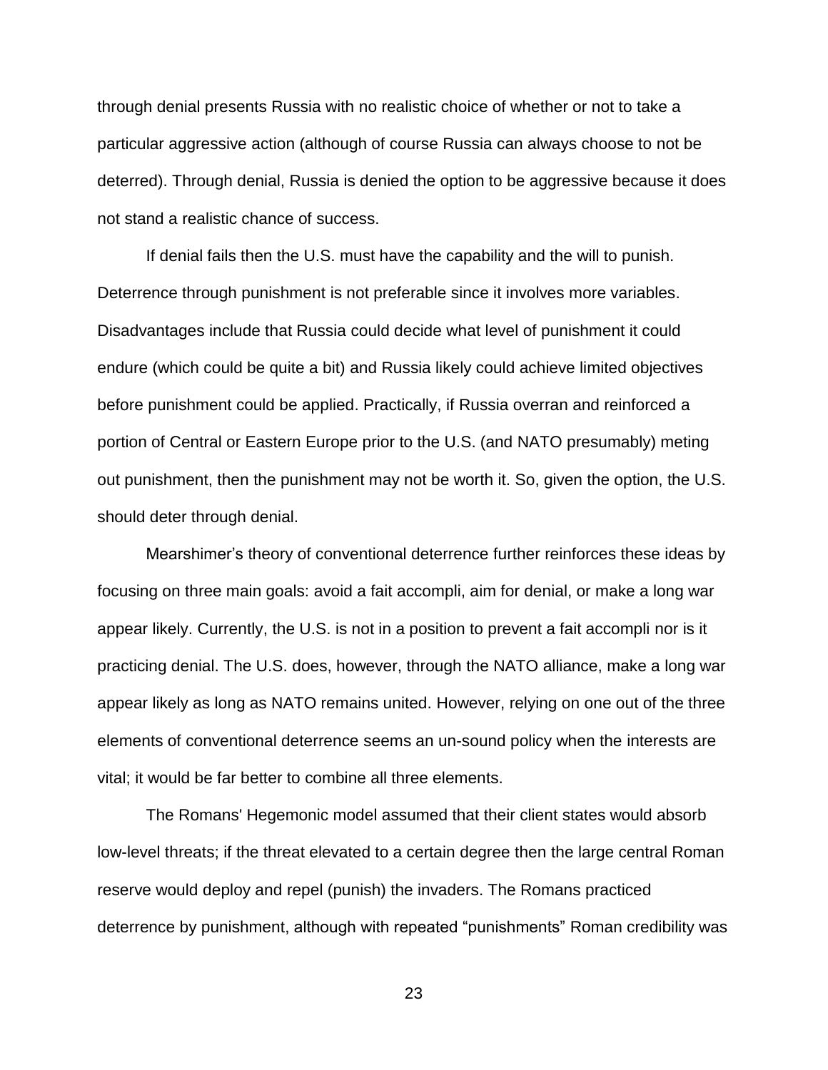through denial presents Russia with no realistic choice of whether or not to take a particular aggressive action (although of course Russia can always choose to not be deterred). Through denial, Russia is denied the option to be aggressive because it does not stand a realistic chance of success.

If denial fails then the U.S. must have the capability and the will to punish. Deterrence through punishment is not preferable since it involves more variables. Disadvantages include that Russia could decide what level of punishment it could endure (which could be quite a bit) and Russia likely could achieve limited objectives before punishment could be applied. Practically, if Russia overran and reinforced a portion of Central or Eastern Europe prior to the U.S. (and NATO presumably) meting out punishment, then the punishment may not be worth it. So, given the option, the U.S. should deter through denial.

Mearshimer's theory of conventional deterrence further reinforces these ideas by focusing on three main goals: avoid a fait accompli, aim for denial, or make a long war appear likely. Currently, the U.S. is not in a position to prevent a fait accompli nor is it practicing denial. The U.S. does, however, through the NATO alliance, make a long war appear likely as long as NATO remains united. However, relying on one out of the three elements of conventional deterrence seems an un-sound policy when the interests are vital; it would be far better to combine all three elements.

The Romans' Hegemonic model assumed that their client states would absorb low-level threats; if the threat elevated to a certain degree then the large central Roman reserve would deploy and repel (punish) the invaders. The Romans practiced deterrence by punishment, although with repeated "punishments" Roman credibility was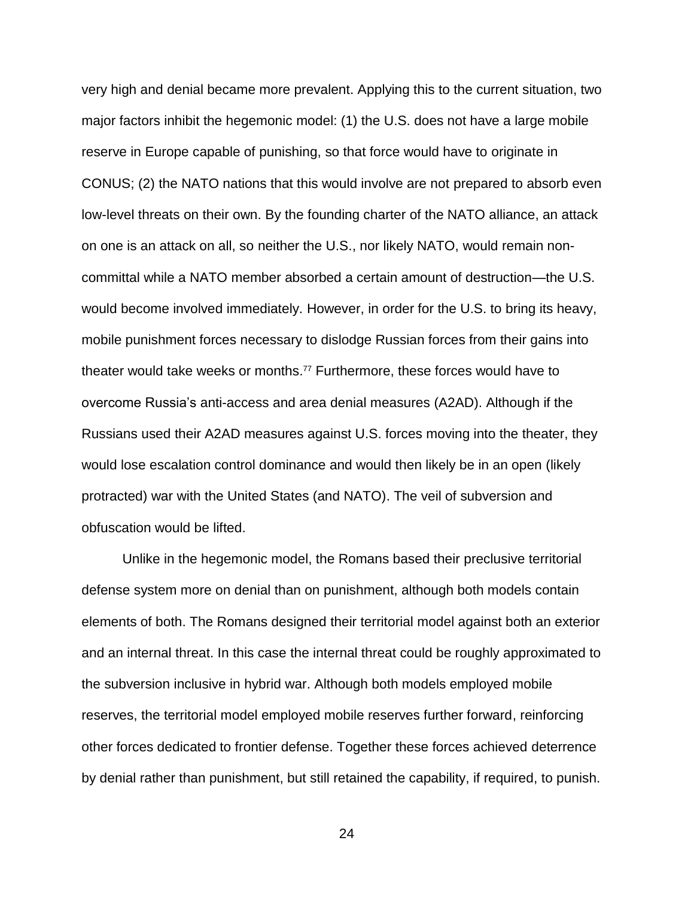very high and denial became more prevalent. Applying this to the current situation, two major factors inhibit the hegemonic model: (1) the U.S. does not have a large mobile reserve in Europe capable of punishing, so that force would have to originate in CONUS; (2) the NATO nations that this would involve are not prepared to absorb even low-level threats on their own. By the founding charter of the NATO alliance, an attack on one is an attack on all, so neither the U.S., nor likely NATO, would remain non-committal while a NATO member absorbed a certain amount of destruction—the U.S. would become involved immediately. However, in order for the U.S. to bring its heavy, mobile punishment forces necessary to dislodge Russian forces from their gains into theater would take weeks or months.[77] Furthermore, these forces would have to overcome Russia's anti-access and area denial measures (A2AD). Although if the Russians used their A2AD measures against U.S. forces moving into the theater, they would lose escalation control dominance and would then likely be in an open (likely protracted) war with the United States (and NATO). The veil of subversion and obfuscation would be lifted.

Unlike in the hegemonic model, the Romans based their preclusive territorial defense system more on denial than on punishment, although both models contain elements of both. The Romans designed their territorial model against both an exterior and an internal threat. In this case the internal threat could be roughly approximated to the subversion inclusive in hybrid war. Although both models employed mobile reserves, the territorial model employed mobile reserves further forward, reinforcing other forces dedicated to frontier defense. Together these forces achieved deterrence by denial rather than punishment, but still retained the capability, if required, to punish.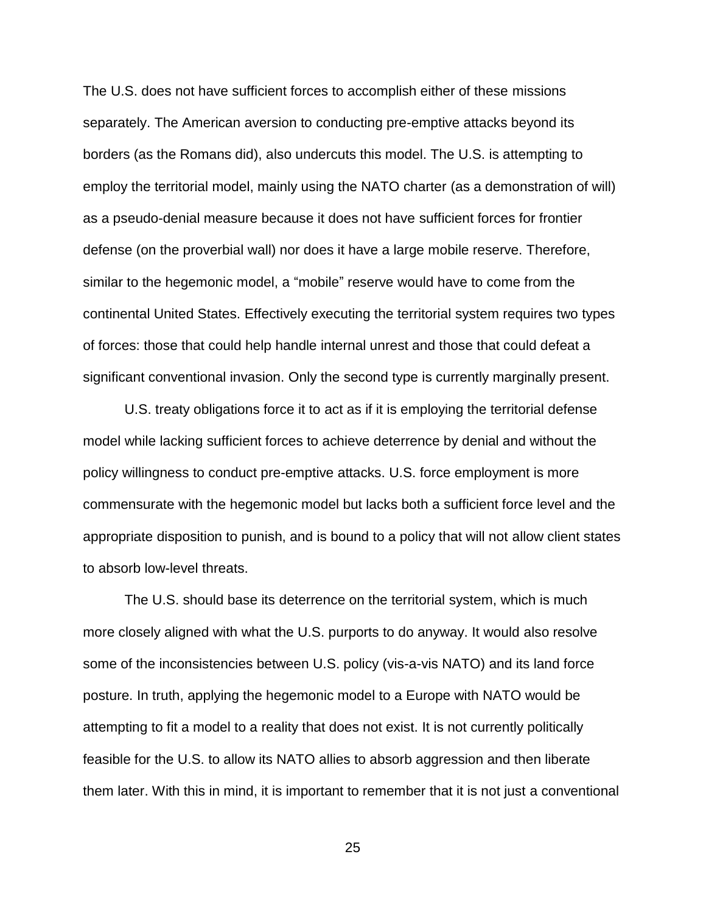The U.S. does not have sufficient forces to accomplish either of these missions separately. The American aversion to conducting pre-emptive attacks beyond its borders (as the Romans did), also undercuts this model. The U.S. is attempting to employ the territorial model, mainly using the NATO charter (as a demonstration of will) as a pseudo-denial measure because it does not have sufficient forces for frontier defense (on the proverbial wall) nor does it have a large mobile reserve. Therefore, similar to the hegemonic model, a "mobile" reserve would have to come from the continental United States. Effectively executing the territorial system requires two types of forces: those that could help handle internal unrest and those that could defeat a significant conventional invasion. Only the second type is currently marginally present.

U.S. treaty obligations force it to act as if it is employing the territorial defense model while lacking sufficient forces to achieve deterrence by denial and without the policy willingness to conduct pre-emptive attacks. U.S. force employment is more commensurate with the hegemonic model but lacks both a sufficient force level and the appropriate disposition to punish, and is bound to a policy that will not allow client states to absorb low-level threats.

The U.S. should base its deterrence on the territorial system, which is much more closely aligned with what the U.S. purports to do anyway. It would also resolve some of the inconsistencies between U.S. policy (vis-a-vis NATO) and its land force posture. In truth, applying the hegemonic model to a Europe with NATO would be attempting to fit a model to a reality that does not exist. It is not currently politically feasible for the U.S. to allow its NATO allies to absorb aggression and then liberate them later. With this in mind, it is important to remember that it is not just a conventional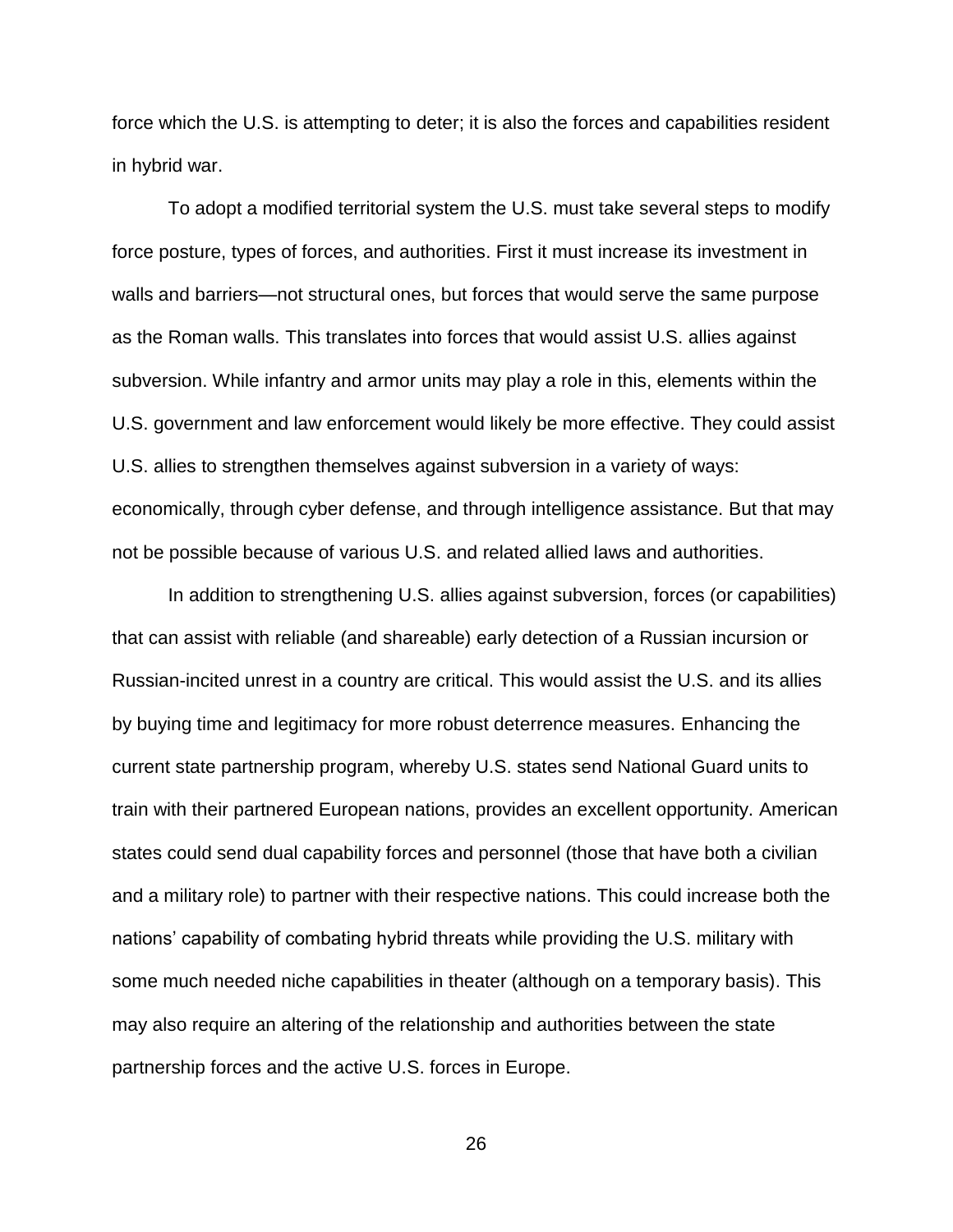force which the U.S. is attempting to deter; it is also the forces and capabilities resident in hybrid war.

To adopt a modified territorial system the U.S. must take several steps to modify force posture, types of forces, and authorities. First it must increase its investment in walls and barriers—not structural ones, but forces that would serve the same purpose as the Roman walls. This translates into forces that would assist U.S. allies against subversion. While infantry and armor units may play a role in this, elements within the U.S. government and law enforcement would likely be more effective. They could assist U.S. allies to strengthen themselves against subversion in a variety of ways: economically, through cyber defense, and through intelligence assistance. But that may not be possible because of various U.S. and related allied laws and authorities.

In addition to strengthening U.S. allies against subversion, forces (or capabilities) that can assist with reliable (and shareable) early detection of a Russian incursion or Russian-incited unrest in a country are critical. This would assist the U.S. and its allies by buying time and legitimacy for more robust deterrence measures. Enhancing the current state partnership program, whereby U.S. states send National Guard units to train with their partnered European nations, provides an excellent opportunity. American states could send dual capability forces and personnel (those that have both a civilian and a military role) to partner with their respective nations. This could increase both the nations' capability of combating hybrid threats while providing the U.S. military with some much needed niche capabilities in theater (although on a temporary basis). This may also require an altering of the relationship and authorities between the state partnership forces and the active U.S. forces in Europe.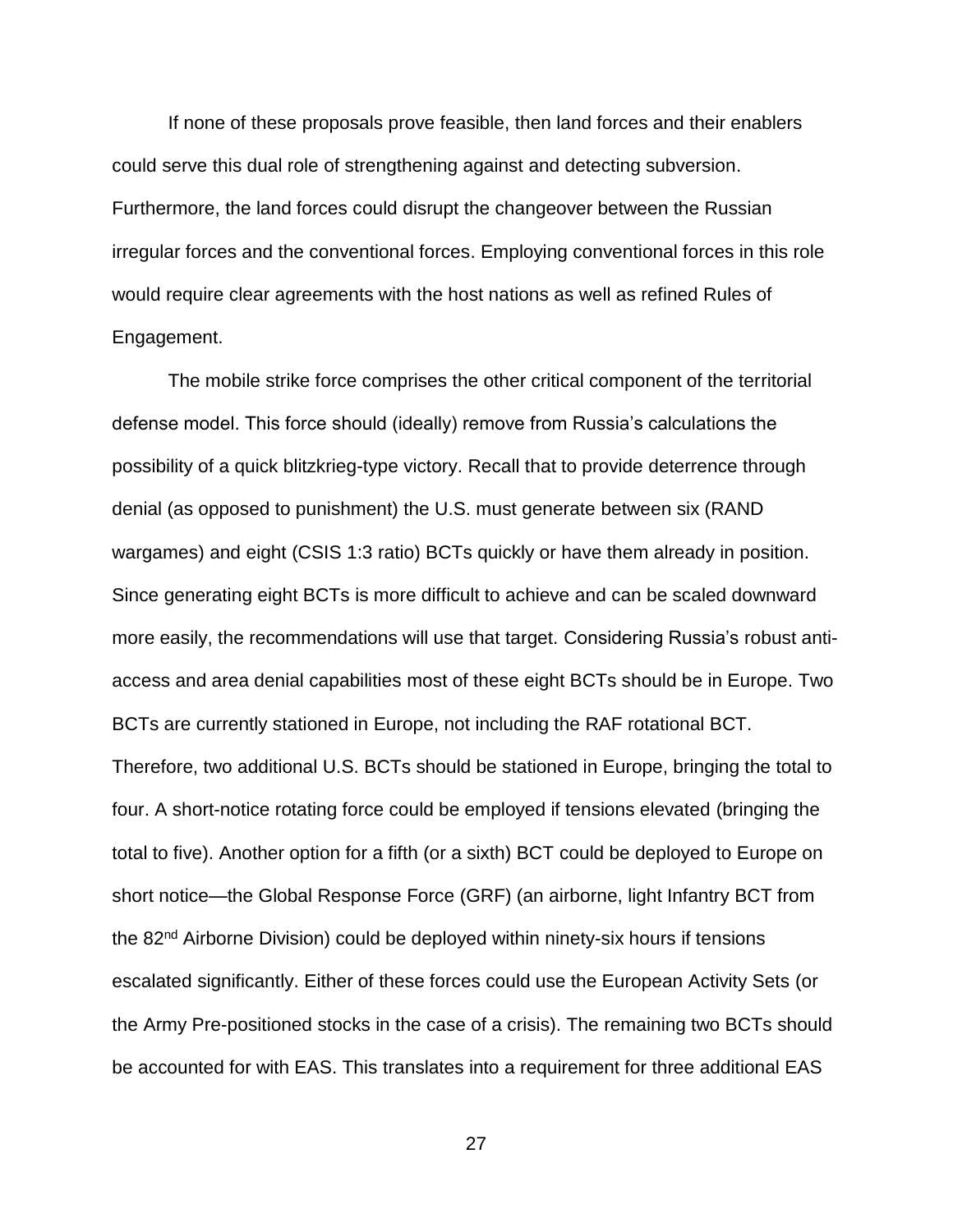If none of these proposals prove feasible, then land forces and their enablers could serve this dual role of strengthening against and detecting subversion. Furthermore, the land forces could disrupt the changeover between the Russian irregular forces and the conventional forces. Employing conventional forces in this role would require clear agreements with the host nations as well as refined Rules of Engagement.

The mobile strike force comprises the other critical component of the territorial defense model. This force should (ideally) remove from Russia's calculations the possibility of a quick blitzkrieg-type victory. Recall that to provide deterrence through denial (as opposed to punishment) the U.S. must generate between six (RAND wargames) and eight (CSIS 1:3 ratio) BCTs quickly or have them already in position. Since generating eight BCTs is more difficult to achieve and can be scaled downward more easily, the recommendations will use that target. Considering Russia's robust anti-access and area denial capabilities most of these eight BCTs should be in Europe. Two BCTs are currently stationed in Europe, not including the RAF rotational BCT. Therefore, two additional U.S. BCTs should be stationed in Europe, bringing the total to four. A short-notice rotating force could be employed if tensions elevated (bringing the total to five). Another option for a fifth (or a sixth) BCT could be deployed to Europe on short notice—the Global Response Force (GRF) (an airborne, light Infantry BCT from the 82nd Airborne Division) could be deployed within ninety-six hours if tensions escalated significantly. Either of these forces could use the European Activity Sets (or the Army Pre-positioned stocks in the case of a crisis). The remaining two BCTs should be accounted for with EAS. This translates into a requirement for three additional EAS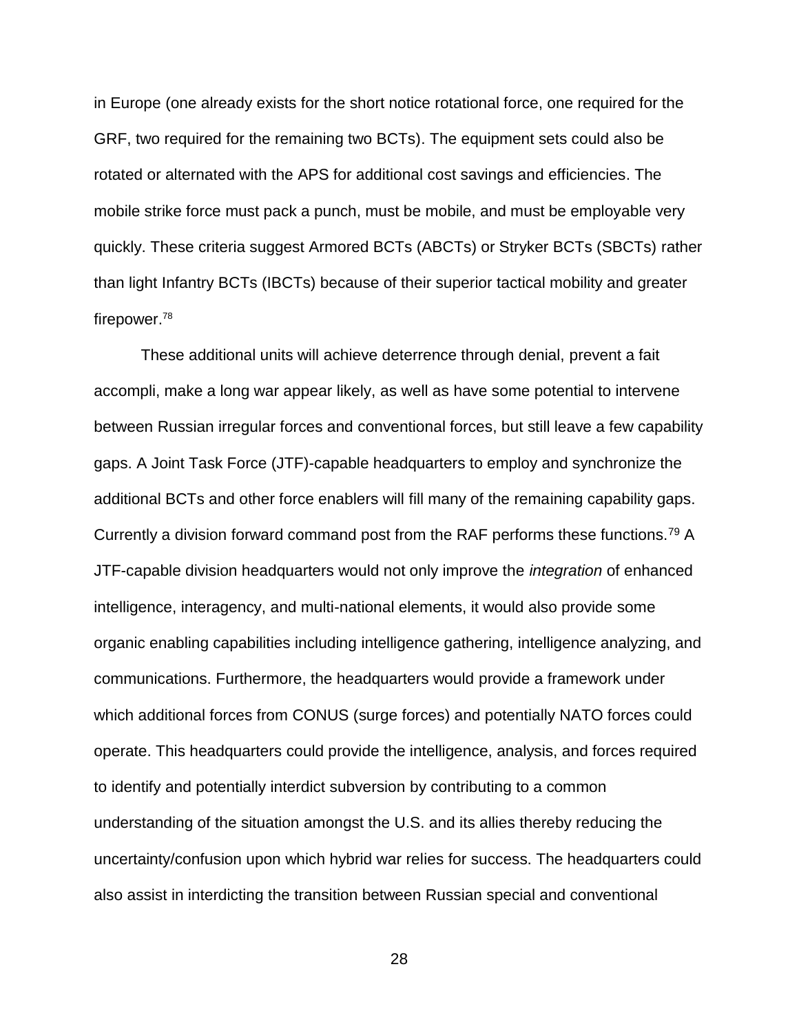in Europe (one already exists for the short notice rotational force, one required for the GRF, two required for the remaining two BCTs). The equipment sets could also be rotated or alternated with the APS for additional cost savings and efficiencies. The mobile strike force must pack a punch, must be mobile, and must be employable very quickly. These criteria suggest Armored BCTs (ABCTs) or Stryker BCTs (SBCTs) rather than light Infantry BCTs (IBCTs) because of their superior tactical mobility and greater firepower.[78]

These additional units will achieve deterrence through denial, prevent a fait accompli, make a long war appear likely, as well as have some potential to intervene between Russian irregular forces and conventional forces, but still leave a few capability gaps. A Joint Task Force (JTF)-capable headquarters to employ and synchronize the additional BCTs and other force enablers will fill many of the remaining capability gaps. Currently a division forward command post from the RAF performs these functions.[79] A JTF-capable division headquarters would not only improve the *integration* of enhanced intelligence, interagency, and multi-national elements, it would also provide some organic enabling capabilities including intelligence gathering, intelligence analyzing, and communications. Furthermore, the headquarters would provide a framework under which additional forces from CONUS (surge forces) and potentially NATO forces could operate. This headquarters could provide the intelligence, analysis, and forces required to identify and potentially interdict subversion by contributing to a common understanding of the situation amongst the U.S. and its allies thereby reducing the uncertainty/confusion upon which hybrid war relies for success. The headquarters could also assist in interdicting the transition between Russian special and conventional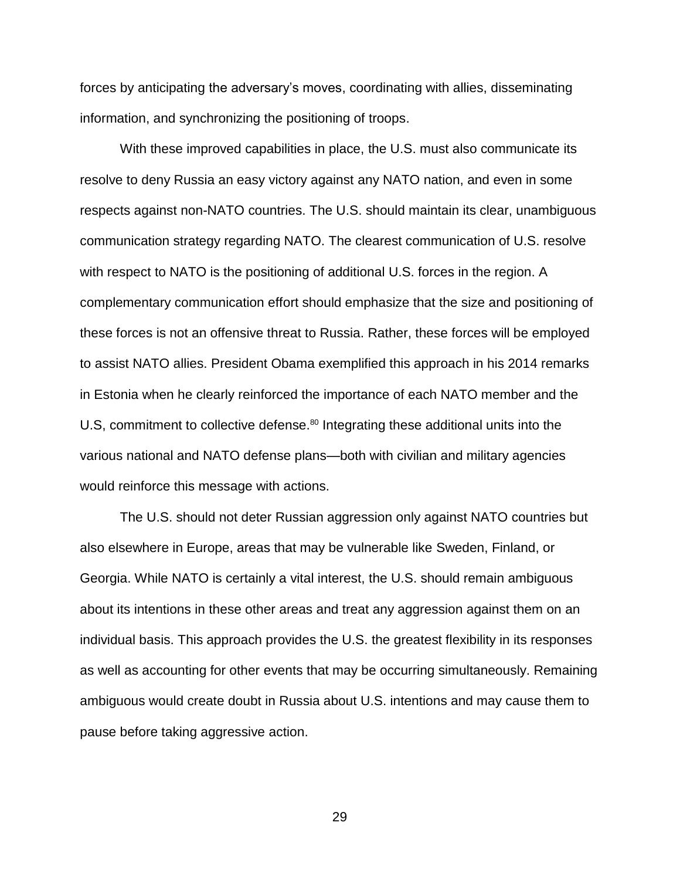forces by anticipating the adversary's moves, coordinating with allies, disseminating information, and synchronizing the positioning of troops.

With these improved capabilities in place, the U.S. must also communicate its resolve to deny Russia an easy victory against any NATO nation, and even in some respects against non-NATO countries. The U.S. should maintain its clear, unambiguous communication strategy regarding NATO. The clearest communication of U.S. resolve with respect to NATO is the positioning of additional U.S. forces in the region. A complementary communication effort should emphasize that the size and positioning of these forces is not an offensive threat to Russia. Rather, these forces will be employed to assist NATO allies. President Obama exemplified this approach in his 2014 remarks in Estonia when he clearly reinforced the importance of each NATO member and the U.S, commitment to collective defense.[80] Integrating these additional units into the various national and NATO defense plans—both with civilian and military agencies would reinforce this message with actions.

The U.S. should not deter Russian aggression only against NATO countries but also elsewhere in Europe, areas that may be vulnerable like Sweden, Finland, or Georgia. While NATO is certainly a vital interest, the U.S. should remain ambiguous about its intentions in these other areas and treat any aggression against them on an individual basis. This approach provides the U.S. the greatest flexibility in its responses as well as accounting for other events that may be occurring simultaneously. Remaining ambiguous would create doubt in Russia about U.S. intentions and may cause them to pause before taking aggressive action.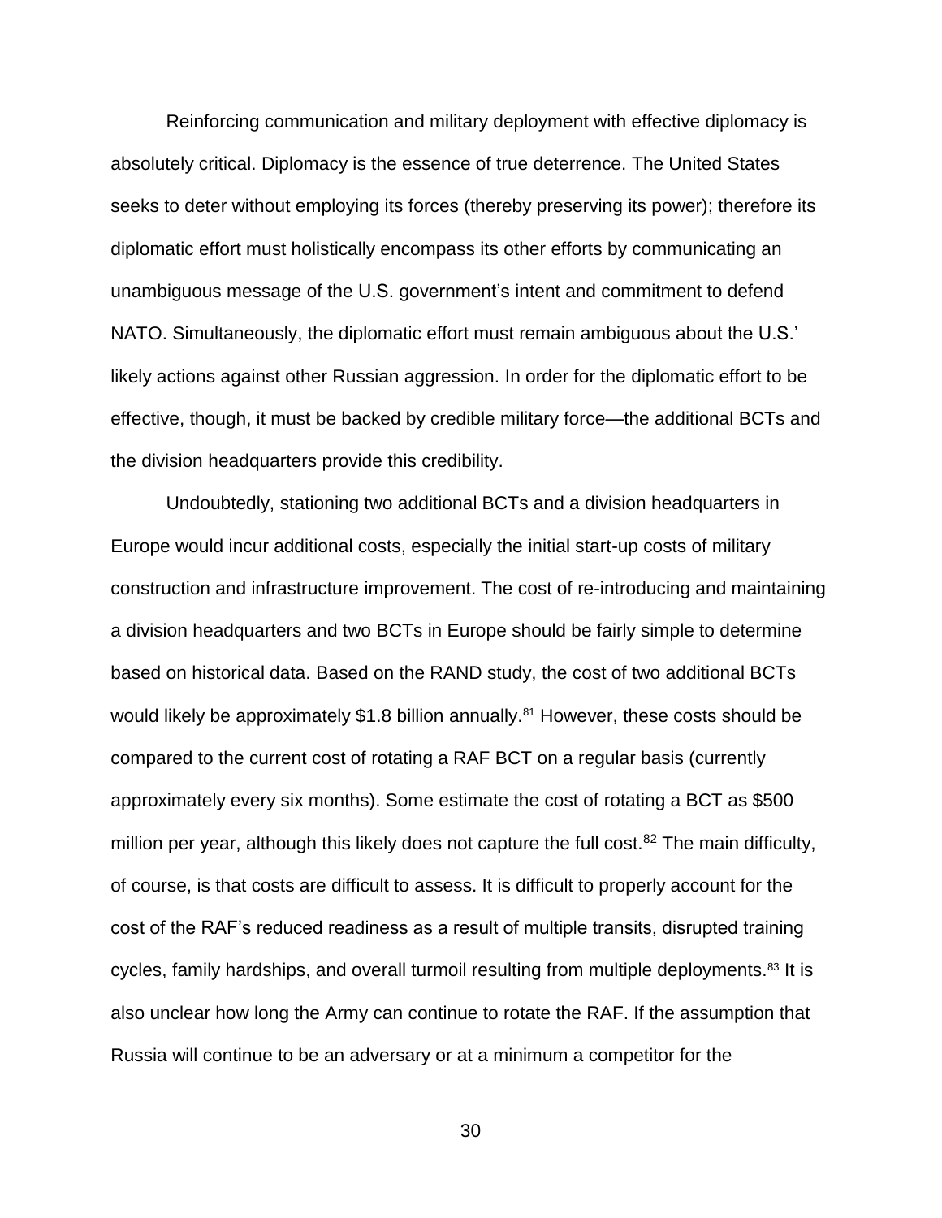Reinforcing communication and military deployment with effective diplomacy is absolutely critical. Diplomacy is the essence of true deterrence. The United States seeks to deter without employing its forces (thereby preserving its power); therefore its diplomatic effort must holistically encompass its other efforts by communicating an unambiguous message of the U.S. government's intent and commitment to defend NATO. Simultaneously, the diplomatic effort must remain ambiguous about the U.S.' likely actions against other Russian aggression. In order for the diplomatic effort to be effective, though, it must be backed by credible military force—the additional BCTs and the division headquarters provide this credibility.

Undoubtedly, stationing two additional BCTs and a division headquarters in Europe would incur additional costs, especially the initial start-up costs of military construction and infrastructure improvement. The cost of re-introducing and maintaining a division headquarters and two BCTs in Europe should be fairly simple to determine based on historical data. Based on the RAND study, the cost of two additional BCTs would likely be approximately $1.8 billion annually.[81] However, these costs should be compared to the current cost of rotating a RAF BCT on a regular basis (currently approximately every six months). Some estimate the cost of rotating a BCT as $500 million per year, although this likely does not capture the full cost.[82] The main difficulty, of course, is that costs are difficult to assess. It is difficult to properly account for the cost of the RAF's reduced readiness as a result of multiple transits, disrupted training cycles, family hardships, and overall turmoil resulting from multiple deployments.[83] It is also unclear how long the Army can continue to rotate the RAF. If the assumption that Russia will continue to be an adversary or at a minimum a competitor for the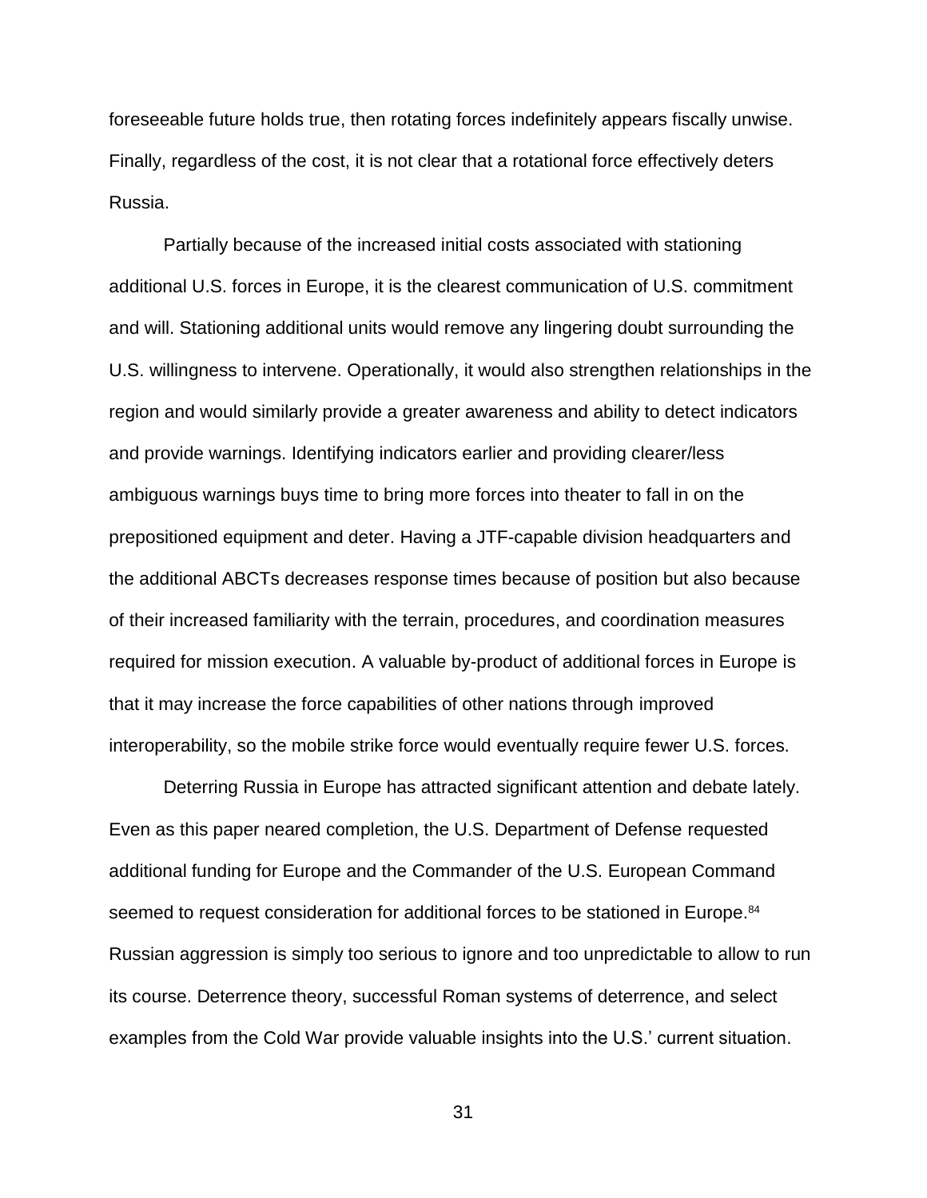foreseeable future holds true, then rotating forces indefinitely appears fiscally unwise. Finally, regardless of the cost, it is not clear that a rotational force effectively deters Russia.

Partially because of the increased initial costs associated with stationing additional U.S. forces in Europe, it is the clearest communication of U.S. commitment and will. Stationing additional units would remove any lingering doubt surrounding the U.S. willingness to intervene. Operationally, it would also strengthen relationships in the region and would similarly provide a greater awareness and ability to detect indicators and provide warnings. Identifying indicators earlier and providing clearer/less ambiguous warnings buys time to bring more forces into theater to fall in on the prepositioned equipment and deter. Having a JTF-capable division headquarters and the additional ABCTs decreases response times because of position but also because of their increased familiarity with the terrain, procedures, and coordination measures required for mission execution. A valuable by-product of additional forces in Europe is that it may increase the force capabilities of other nations through improved interoperability, so the mobile strike force would eventually require fewer U.S. forces.

Deterring Russia in Europe has attracted significant attention and debate lately. Even as this paper neared completion, the U.S. Department of Defense requested additional funding for Europe and the Commander of the U.S. European Command seemed to request consideration for additional forces to be stationed in Europe.[84] Russian aggression is simply too serious to ignore and too unpredictable to allow to run its course. Deterrence theory, successful Roman systems of deterrence, and select examples from the Cold War provide valuable insights into the U.S.' current situation.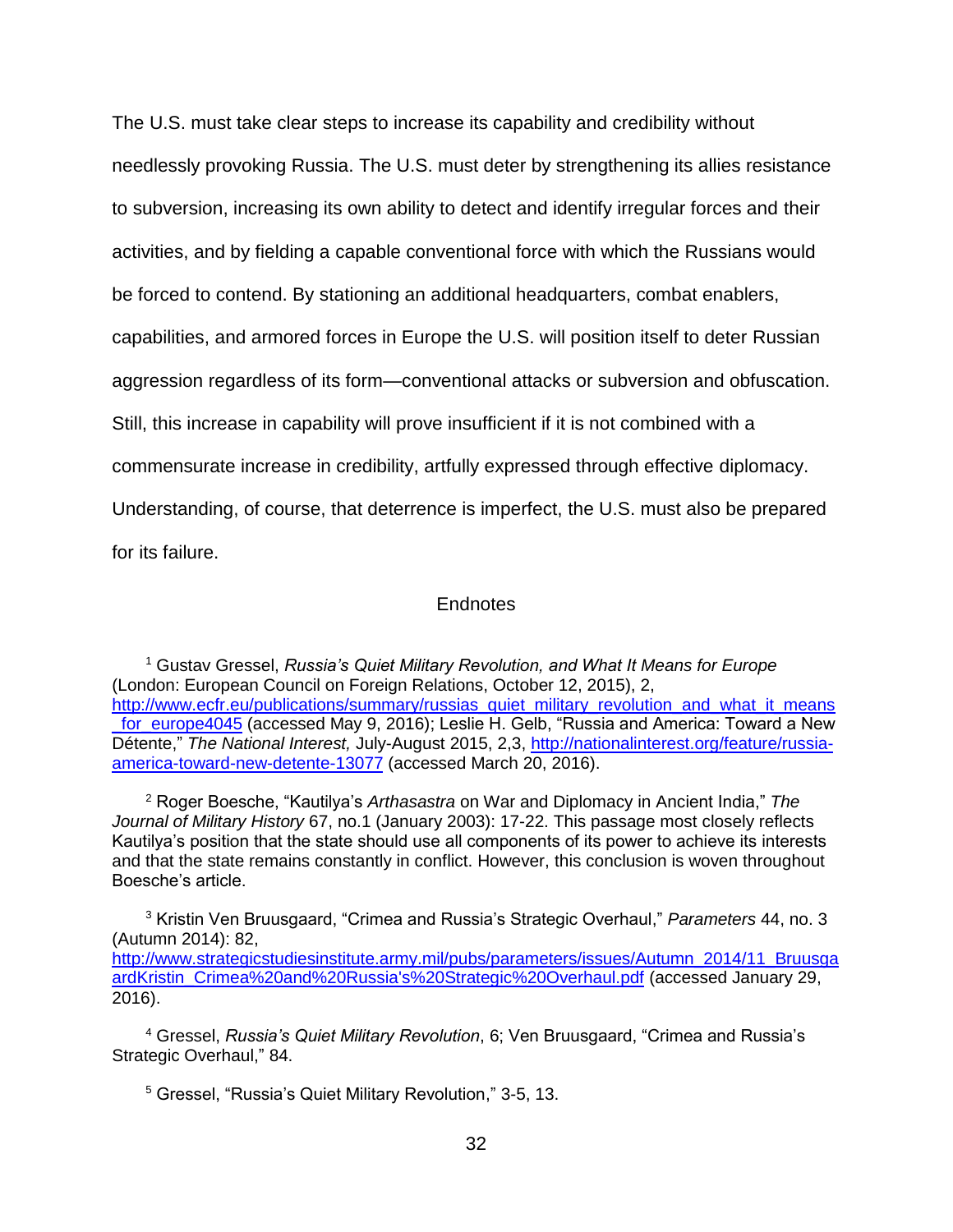The U.S. must take clear steps to increase its capability and credibility without needlessly provoking Russia. The U.S. must deter by strengthening its allies resistance to subversion, increasing its own ability to detect and identify irregular forces and their activities, and by fielding a capable conventional force with which the Russians would be forced to contend. By stationing an additional headquarters, combat enablers, capabilities, and armored forces in Europe the U.S. will position itself to deter Russian aggression regardless of its form—conventional attacks or subversion and obfuscation. Still, this increase in capability will prove insufficient if it is not combined with a commensurate increase in credibility, artfully expressed through effective diplomacy. Understanding, of course, that deterrence is imperfect, the U.S. must also be prepared for its failure.

## Endnotes

[1] Gustav Gressel, *Russia's Quiet Military Revolution, and What It Means for Europe* (London: European Council on Foreign Relations, October 12, 2015), 2, http://www.ecfr.eu/publications/summary/russias_quiet_military_revolution_and_what_it_means_for_europe4045 (accessed May 9, 2016); Leslie H. Gelb, "Russia and America: Toward a New Détente," *The National Interest,* July-August 2015, 2,3, http://nationalinterest.org/feature/russia-america-toward-new-detente-13077 (accessed March 20, 2016).

[2] Roger Boesche, "Kautilya's *Arthasastra* on War and Diplomacy in Ancient India," *The Journal of Military History* 67, no.1 (January 2003): 17-22. This passage most closely reflects Kautilya's position that the state should use all components of its power to achieve its interests and that the state remains constantly in conflict. However, this conclusion is woven throughout Boesche's article.

[3] Kristin Ven Bruusgaard, "Crimea and Russia's Strategic Overhaul," *Parameters* 44, no. 3 (Autumn 2014): 82, http://www.strategicstudiesinstitute.army.mil/pubs/parameters/issues/Autumn_2014/11_BruusgaardKristin_Crimea%20and%20Russia's%20Strategic%20Overhaul.pdf (accessed January 29, 2016).

[4] Gressel, *Russia's Quiet Military Revolution*, 6; Ven Bruusgaard, "Crimea and Russia's Strategic Overhaul," 84.

[5] Gressel, "Russia's Quiet Military Revolution," 3-5, 13.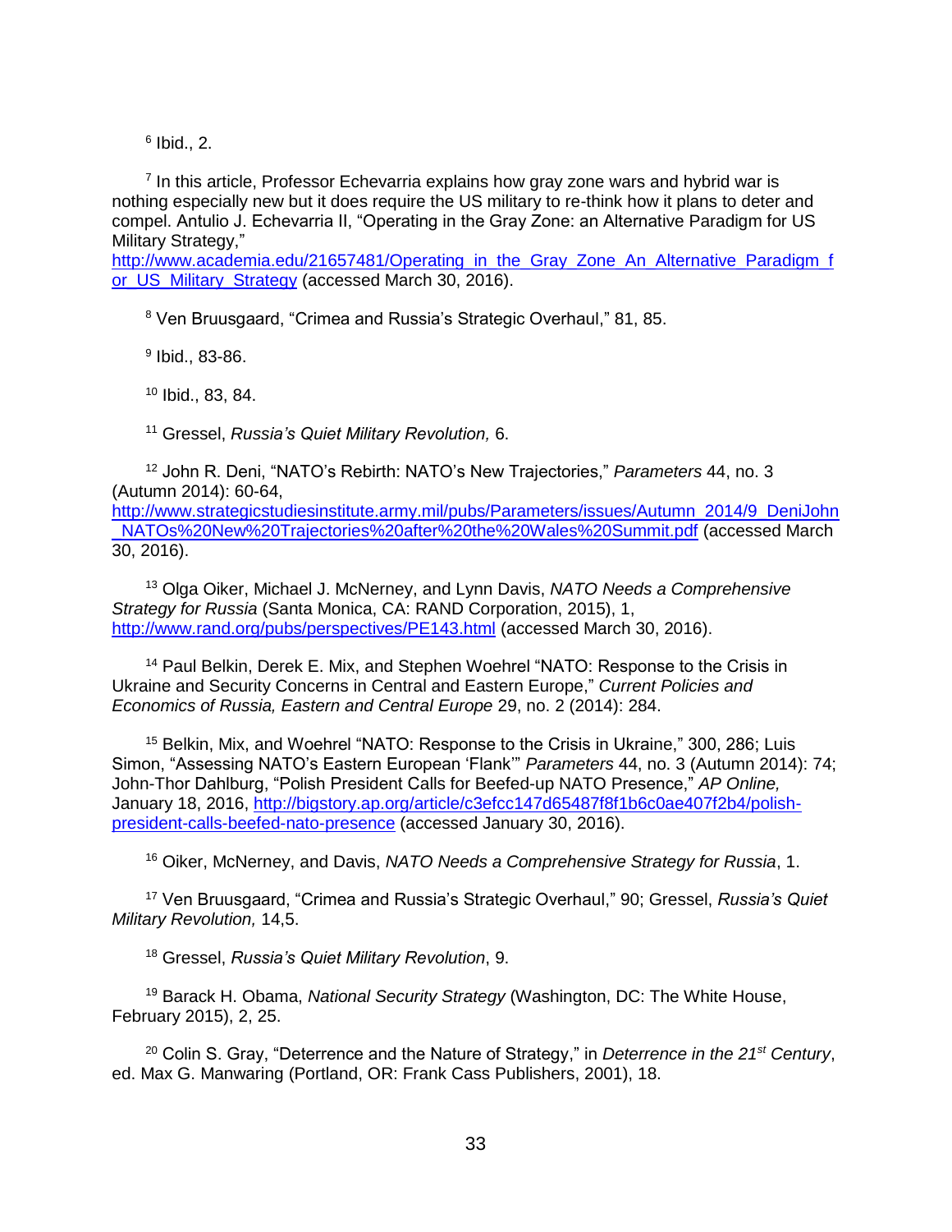[6] Ibid., 2.

[7] In this article, Professor Echevarria explains how gray zone wars and hybrid war is nothing especially new but it does require the US military to re-think how it plans to deter and compel. Antulio J. Echevarria II, "Operating in the Gray Zone: an Alternative Paradigm for US Military Strategy," http://www.academia.edu/21657481/Operating_in_the_Gray_Zone_An_Alternative_Paradigm_for_US_Military_Strategy (accessed March 30, 2016).

[8] Ven Bruusgaard, "Crimea and Russia's Strategic Overhaul," 81, 85.

[9] Ibid., 83-86.

[10] Ibid., 83, 84.

[11] Gressel, *Russia's Quiet Military Revolution,* 6.

[12] John R. Deni, "NATO's Rebirth: NATO's New Trajectories," *Parameters* 44, no. 3 (Autumn 2014): 60-64, http://www.strategicstudiesinstitute.army.mil/pubs/Parameters/issues/Autumn_2014/9_DeniJohn_NATOs%20New%20Trajectories%20after%20the%20Wales%20Summit.pdf (accessed March 30, 2016).

[13] Olga Oiker, Michael J. McNerney, and Lynn Davis, *NATO Needs a Comprehensive Strategy for Russia* (Santa Monica, CA: RAND Corporation, 2015), 1, http://www.rand.org/pubs/perspectives/PE143.html (accessed March 30, 2016).

[14] Paul Belkin, Derek E. Mix, and Stephen Woehrel "NATO: Response to the Crisis in Ukraine and Security Concerns in Central and Eastern Europe," *Current Policies and Economics of Russia, Eastern and Central Europe* 29, no. 2 (2014): 284.

[15] Belkin, Mix, and Woehrel "NATO: Response to the Crisis in Ukraine," 300, 286; Luis Simon, "Assessing NATO's Eastern European 'Flank'" *Parameters* 44, no. 3 (Autumn 2014): 74; John-Thor Dahlburg, "Polish President Calls for Beefed-up NATO Presence," *AP Online,* January 18, 2016, http://bigstory.ap.org/article/c3efcc147d65487f8f1b6c0ae407f2b4/polish-president-calls-beefed-nato-presence (accessed January 30, 2016).

[16] Oiker, McNerney, and Davis, *NATO Needs a Comprehensive Strategy for Russia*, 1.

[17] Ven Bruusgaard, "Crimea and Russia's Strategic Overhaul," 90; Gressel, *Russia's Quiet Military Revolution,* 14,5.

[18] Gressel, *Russia's Quiet Military Revolution*, 9.

[19] Barack H. Obama, *National Security Strategy* (Washington, DC: The White House, February 2015), 2, 25.

[20] Colin S. Gray, "Deterrence and the Nature of Strategy," in *Deterrence in the 21st Century*, ed. Max G. Manwaring (Portland, OR: Frank Cass Publishers, 2001), 18.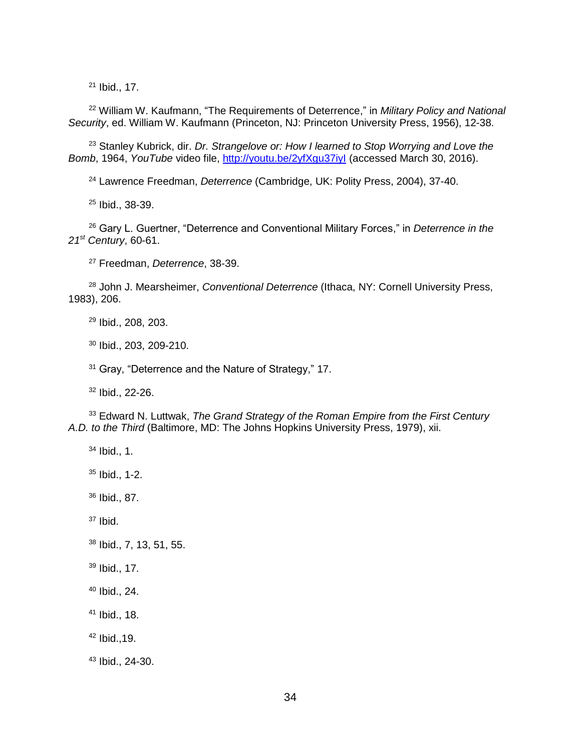[21] Ibid., 17.

[22] William W. Kaufmann, "The Requirements of Deterrence," in *Military Policy and National Security*, ed. William W. Kaufmann (Princeton, NJ: Princeton University Press, 1956), 12-38.

[23] Stanley Kubrick, dir. *Dr. Strangelove or: How I learned to Stop Worrying and Love the Bomb*, 1964, *YouTube* video file, http://youtu.be/2yfXgu37iyI (accessed March 30, 2016).

[24] Lawrence Freedman, *Deterrence* (Cambridge, UK: Polity Press, 2004), 37-40.

[25] Ibid., 38-39.

[26] Gary L. Guertner, "Deterrence and Conventional Military Forces," in *Deterrence in the 21st Century*, 60-61.

[27] Freedman, *Deterrence*, 38-39.

[28] John J. Mearsheimer, *Conventional Deterrence* (Ithaca, NY: Cornell University Press, 1983), 206.

[29] Ibid., 208, 203.

[30] Ibid., 203, 209-210.

[31] Gray, "Deterrence and the Nature of Strategy," 17.

[32] Ibid., 22-26.

[33] Edward N. Luttwak, *The Grand Strategy of the Roman Empire from the First Century A.D. to the Third* (Baltimore, MD: The Johns Hopkins University Press, 1979), xii.

[34] Ibid., 1.

[35] Ibid., 1-2.

[36] Ibid., 87.

[37] Ibid.

[38] Ibid., 7, 13, 51, 55.

[39] Ibid., 17.

[40] Ibid., 24.

[41] Ibid., 18.

[42] Ibid.,19.

[43] Ibid., 24-30.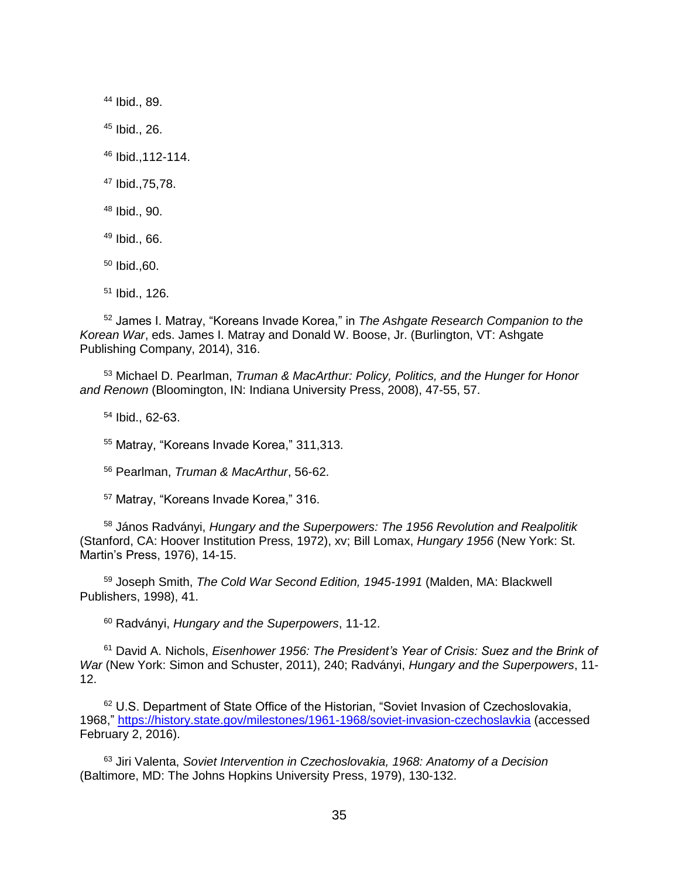[44] Ibid., 89.

[45] Ibid., 26.

[46] Ibid.,112-114.

[47] Ibid.,75,78.

[48] Ibid., 90.

[49] Ibid., 66.

[50] Ibid.,60.

[51] Ibid., 126.

[52] James I. Matray, "Koreans Invade Korea," in *The Ashgate Research Companion to the Korean War*, eds. James I. Matray and Donald W. Boose, Jr. (Burlington, VT: Ashgate Publishing Company, 2014), 316.

[53] Michael D. Pearlman, *Truman & MacArthur: Policy, Politics, and the Hunger for Honor and Renown* (Bloomington, IN: Indiana University Press, 2008), 47-55, 57.

[54] Ibid., 62-63.

[55] Matray, "Koreans Invade Korea," 311,313.

[56] Pearlman, *Truman & MacArthur*, 56-62.

[57] Matray, "Koreans Invade Korea," 316.

[58] János Radványi, *Hungary and the Superpowers: The 1956 Revolution and Realpolitik* (Stanford, CA: Hoover Institution Press, 1972), xv; Bill Lomax, *Hungary 1956* (New York: St. Martin's Press, 1976), 14-15.

[59] Joseph Smith, *The Cold War Second Edition, 1945-1991* (Malden, MA: Blackwell Publishers, 1998), 41.

[60] Radványi, *Hungary and the Superpowers*, 11-12.

[61] David A. Nichols, *Eisenhower 1956: The President's Year of Crisis: Suez and the Brink of War* (New York: Simon and Schuster, 2011), 240; Radványi, *Hungary and the Superpowers*, 11-12.

[62] U.S. Department of State Office of the Historian, "Soviet Invasion of Czechoslovakia, 1968," https://history.state.gov/milestones/1961-1968/soviet-invasion-czechoslavkia (accessed February 2, 2016).

[63] Jiri Valenta, *Soviet Intervention in Czechoslovakia, 1968: Anatomy of a Decision* (Baltimore, MD: The Johns Hopkins University Press, 1979), 130-132.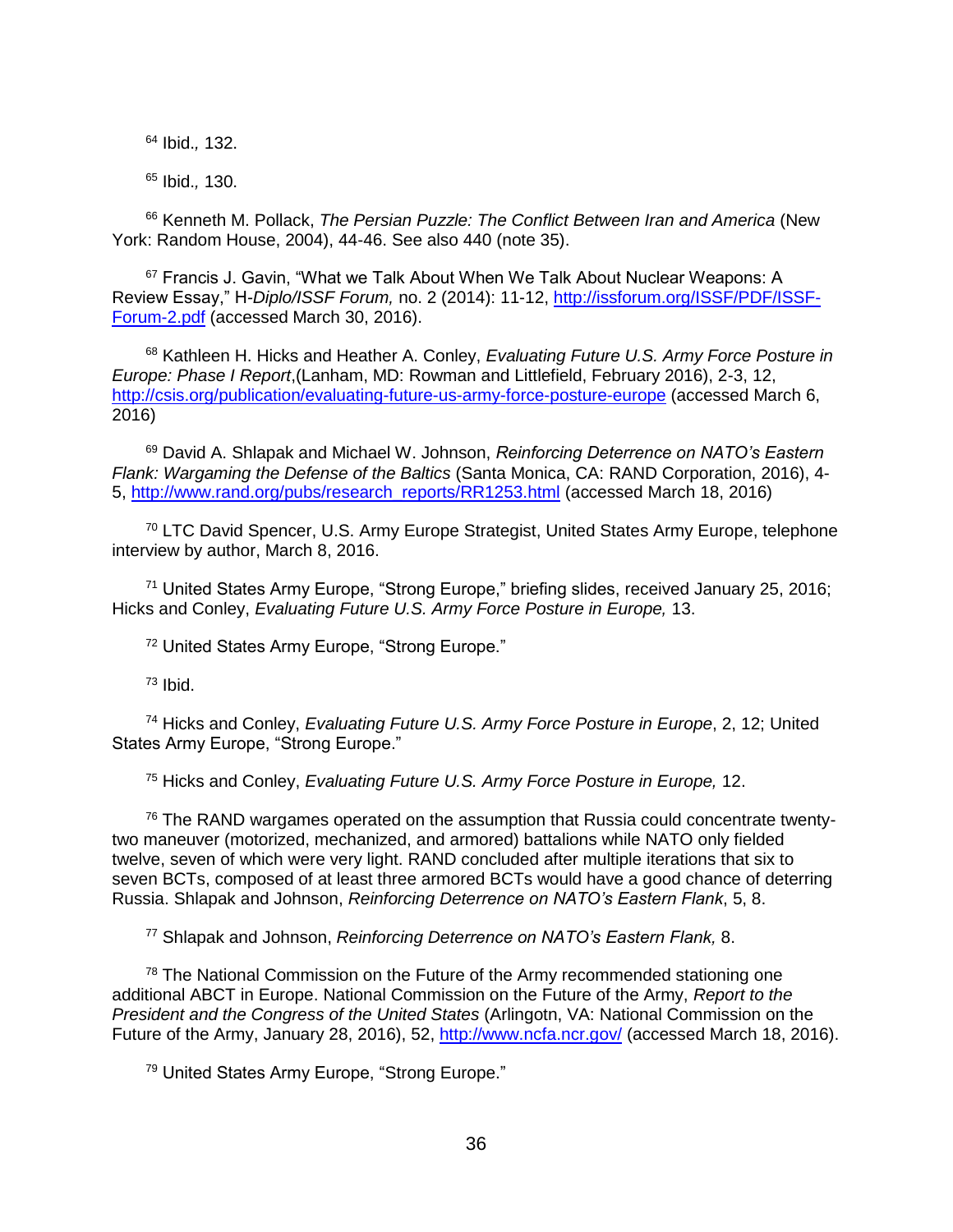[64] Ibid., 132.

[65] Ibid., 130.

[66] Kenneth M. Pollack, *The Persian Puzzle: The Conflict Between Iran and America* (New York: Random House, 2004), 44-46. See also 440 (note 35).

[67] Francis J. Gavin, "What we Talk About When We Talk About Nuclear Weapons: A Review Essay," H-*Diplo/ISSF Forum,* no. 2 (2014): 11-12, http://issforum.org/ISSF/PDF/ISSF-Forum-2.pdf (accessed March 30, 2016).

[68] Kathleen H. Hicks and Heather A. Conley, *Evaluating Future U.S. Army Force Posture in Europe: Phase I Report*,(Lanham, MD: Rowman and Littlefield, February 2016), 2-3, 12, http://csis.org/publication/evaluating-future-us-army-force-posture-europe (accessed March 6, 2016)

[69] David A. Shlapak and Michael W. Johnson, *Reinforcing Deterrence on NATO's Eastern Flank: Wargaming the Defense of the Baltics* (Santa Monica, CA: RAND Corporation, 2016), 4-5, http://www.rand.org/pubs/research_reports/RR1253.html (accessed March 18, 2016)

[70] LTC David Spencer, U.S. Army Europe Strategist, United States Army Europe, telephone interview by author, March 8, 2016.

[71] United States Army Europe, "Strong Europe," briefing slides, received January 25, 2016; Hicks and Conley, *Evaluating Future U.S. Army Force Posture in Europe,* 13.

[72] United States Army Europe, "Strong Europe."

[73] Ibid.

[74] Hicks and Conley, *Evaluating Future U.S. Army Force Posture in Europe*, 2, 12; United States Army Europe, "Strong Europe."

[75] Hicks and Conley, *Evaluating Future U.S. Army Force Posture in Europe,* 12.

[76] The RAND wargames operated on the assumption that Russia could concentrate twenty-two maneuver (motorized, mechanized, and armored) battalions while NATO only fielded twelve, seven of which were very light. RAND concluded after multiple iterations that six to seven BCTs, composed of at least three armored BCTs would have a good chance of deterring Russia. Shlapak and Johnson, *Reinforcing Deterrence on NATO's Eastern Flank*, 5, 8.

[77] Shlapak and Johnson, *Reinforcing Deterrence on NATO's Eastern Flank,* 8.

[78] The National Commission on the Future of the Army recommended stationing one additional ABCT in Europe. National Commission on the Future of the Army, *Report to the President and the Congress of the United States* (Arlingotn, VA: National Commission on the Future of the Army, January 28, 2016), 52, http://www.ncfa.ncr.gov/ (accessed March 18, 2016).

[79] United States Army Europe, "Strong Europe."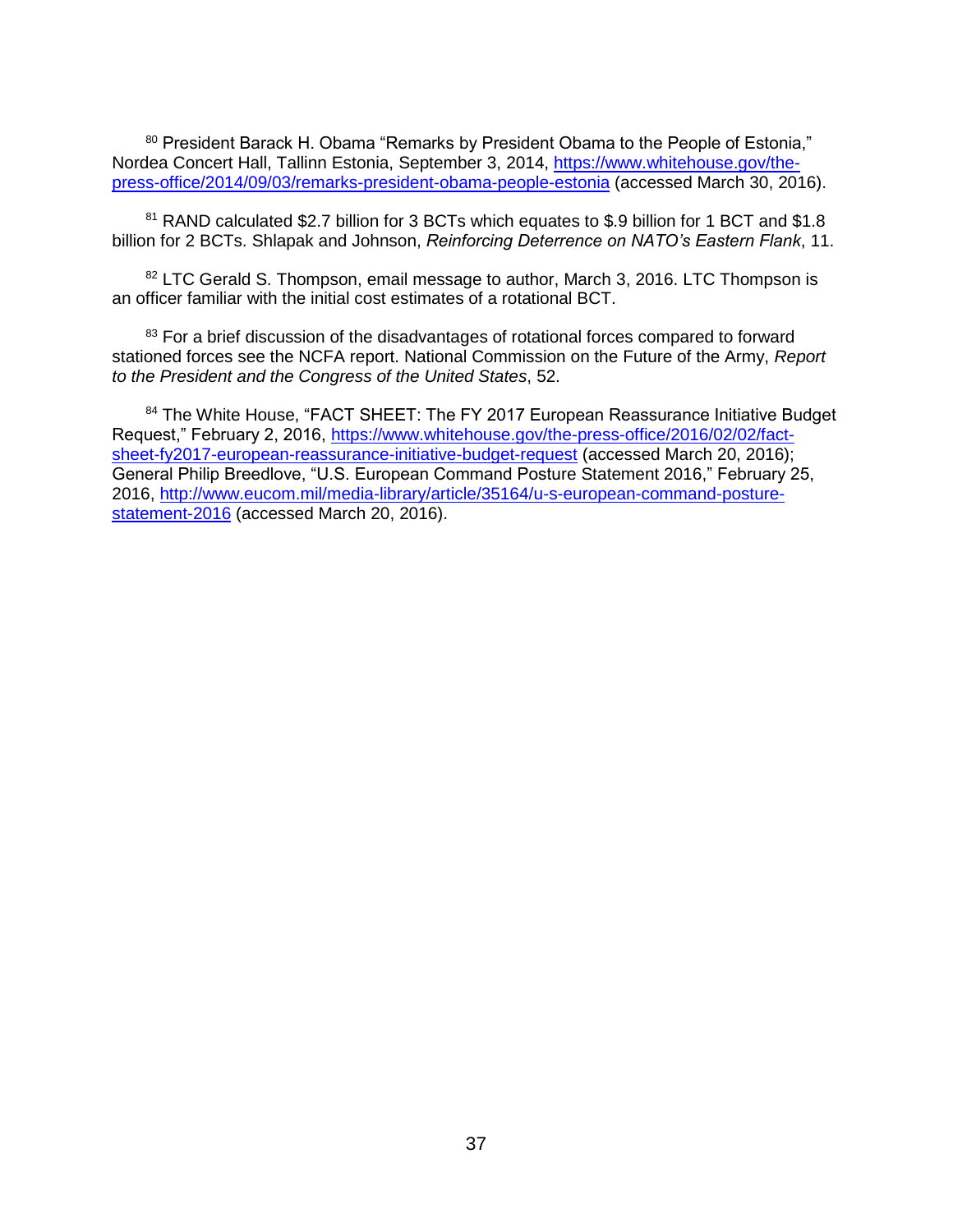[80] President Barack H. Obama "Remarks by President Obama to the People of Estonia," Nordea Concert Hall, Tallinn Estonia, September 3, 2014, https://www.whitehouse.gov/the-press-office/2014/09/03/remarks-president-obama-people-estonia (accessed March 30, 2016).

[81] RAND calculated $2.7 billion for 3 BCTs which equates to $.9 billion for 1 BCT and $1.8 billion for 2 BCTs. Shlapak and Johnson, *Reinforcing Deterrence on NATO's Eastern Flank*, 11.

[82] LTC Gerald S. Thompson, email message to author, March 3, 2016. LTC Thompson is an officer familiar with the initial cost estimates of a rotational BCT.

[83] For a brief discussion of the disadvantages of rotational forces compared to forward stationed forces see the NCFA report. National Commission on the Future of the Army, *Report to the President and the Congress of the United States*, 52.

[84] The White House, "FACT SHEET: The FY 2017 European Reassurance Initiative Budget Request," February 2, 2016, https://www.whitehouse.gov/the-press-office/2016/02/02/fact-sheet-fy2017-european-reassurance-initiative-budget-request (accessed March 20, 2016); General Philip Breedlove, "U.S. European Command Posture Statement 2016," February 25, 2016, http://www.eucom.mil/media-library/article/35164/u-s-european-command-posture-statement-2016 (accessed March 20, 2016).